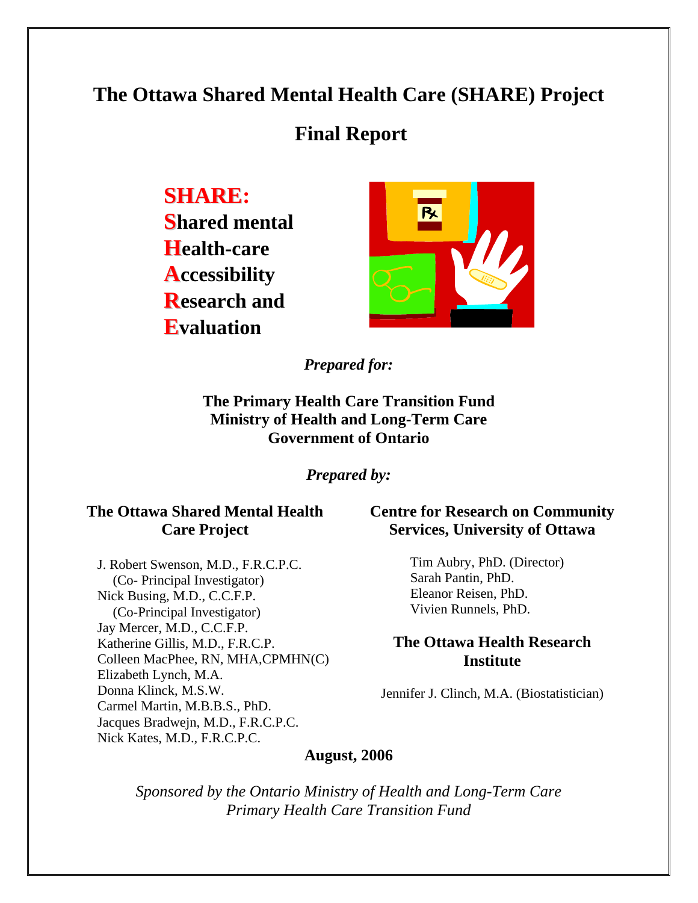# The Ottawa Shared Mental Health Care (SHARE) Project

# Final Report

**SHARE:**
**S**hared mental
**H**ealth-care
**A**ccessibility
**R**esearch and
**E**valuation

*Prepared for:*

**The Primary Health Care Transition Fund**
**Ministry of Health and Long-Term Care**
**Government of Ontario**

*Prepared by:*

**The Ottawa Shared Mental Health Care Project**

J. Robert Swenson, M.D., F.R.C.P.C.
(Co- Principal Investigator)
Nick Busing, M.D., C.C.F.P.
(Co-Principal Investigator)
Jay Mercer, M.D., C.C.F.P.
Katherine Gillis, M.D., F.R.C.P.
Colleen MacPhee, RN, MHA,CPMHN(C)
Elizabeth Lynch, M.A.
Donna Klinck, M.S.W.
Carmel Martin, M.B.B.S., PhD.
Jacques Bradwejn, M.D., F.R.C.P.C.
Nick Kates, M.D., F.R.C.P.C.

**Centre for Research on Community Services, University of Ottawa**

Tim Aubry, PhD. (Director)
Sarah Pantin, PhD.
Eleanor Reisen, PhD.
Vivien Runnels, PhD.

**The Ottawa Health Research Institute**

Jennifer J. Clinch, M.A. (Biostatistician)

**August, 2006**

*Sponsored by the Ontario Ministry of Health and Long-Term Care*
*Primary Health Care Transition Fund*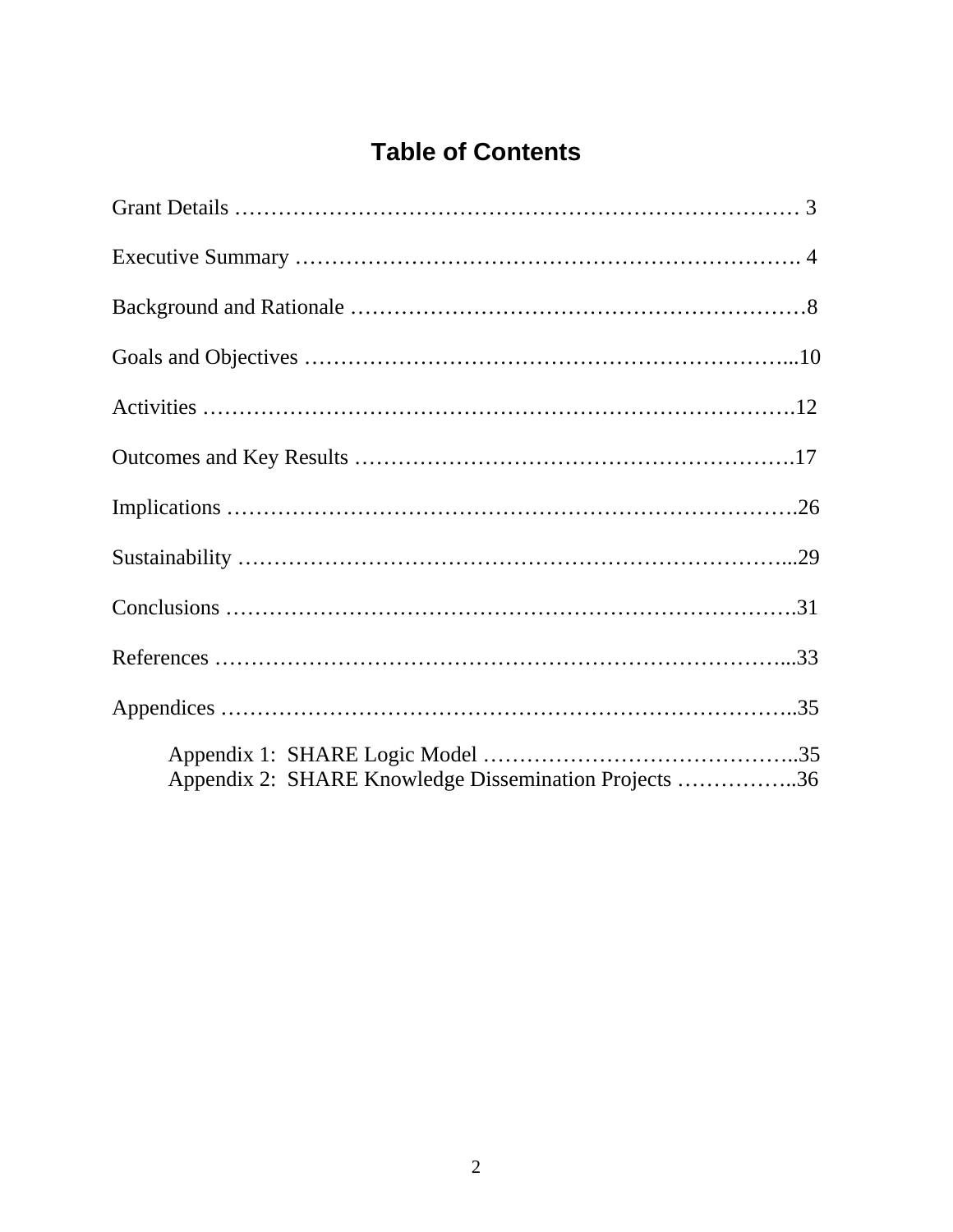# Table of Contents

Grant Details ………………………………………………………………… 3

Executive Summary …………………………………………………………. 4

Background and Rationale ……………………………………………………8

Goals and Objectives ………………………………………………………...10

Activities …………………………………………………………………….12

Outcomes and Key Results ………………………………………………….17

Implications ………………………………………………………………….26

Sustainability ………………………………………………………………...29

Conclusions ………………………………………………………………….31

References …………………………………………………………………...33

Appendices …………………………………………………………………..35

- Appendix 1: SHARE Logic Model ……………………………………..35
- Appendix 2: SHARE Knowledge Dissemination Projects ……………..36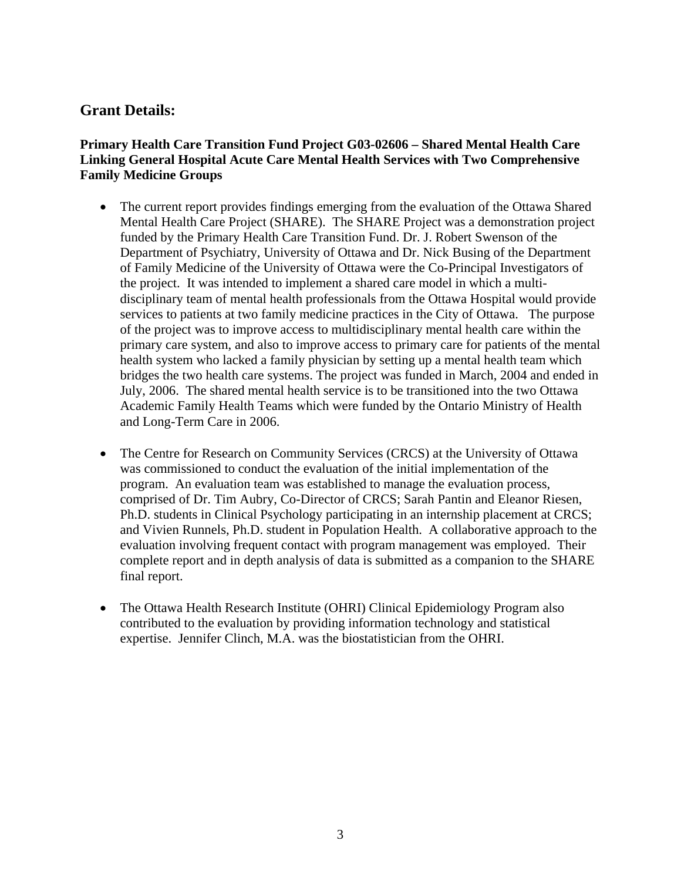## Grant Details:

**Primary Health Care Transition Fund Project G03-02606 – Shared Mental Health Care Linking General Hospital Acute Care Mental Health Services with Two Comprehensive Family Medicine Groups**

- The current report provides findings emerging from the evaluation of the Ottawa Shared Mental Health Care Project (SHARE). The SHARE Project was a demonstration project funded by the Primary Health Care Transition Fund. Dr. J. Robert Swenson of the Department of Psychiatry, University of Ottawa and Dr. Nick Busing of the Department of Family Medicine of the University of Ottawa were the Co-Principal Investigators of the project. It was intended to implement a shared care model in which a multi-disciplinary team of mental health professionals from the Ottawa Hospital would provide services to patients at two family medicine practices in the City of Ottawa. The purpose of the project was to improve access to multidisciplinary mental health care within the primary care system, and also to improve access to primary care for patients of the mental health system who lacked a family physician by setting up a mental health team which bridges the two health care systems. The project was funded in March, 2004 and ended in July, 2006. The shared mental health service is to be transitioned into the two Ottawa Academic Family Health Teams which were funded by the Ontario Ministry of Health and Long-Term Care in 2006.

- The Centre for Research on Community Services (CRCS) at the University of Ottawa was commissioned to conduct the evaluation of the initial implementation of the program. An evaluation team was established to manage the evaluation process, comprised of Dr. Tim Aubry, Co-Director of CRCS; Sarah Pantin and Eleanor Riesen, Ph.D. students in Clinical Psychology participating in an internship placement at CRCS; and Vivien Runnels, Ph.D. student in Population Health. A collaborative approach to the evaluation involving frequent contact with program management was employed. Their complete report and in depth analysis of data is submitted as a companion to the SHARE final report.

- The Ottawa Health Research Institute (OHRI) Clinical Epidemiology Program also contributed to the evaluation by providing information technology and statistical expertise. Jennifer Clinch, M.A. was the biostatistician from the OHRI.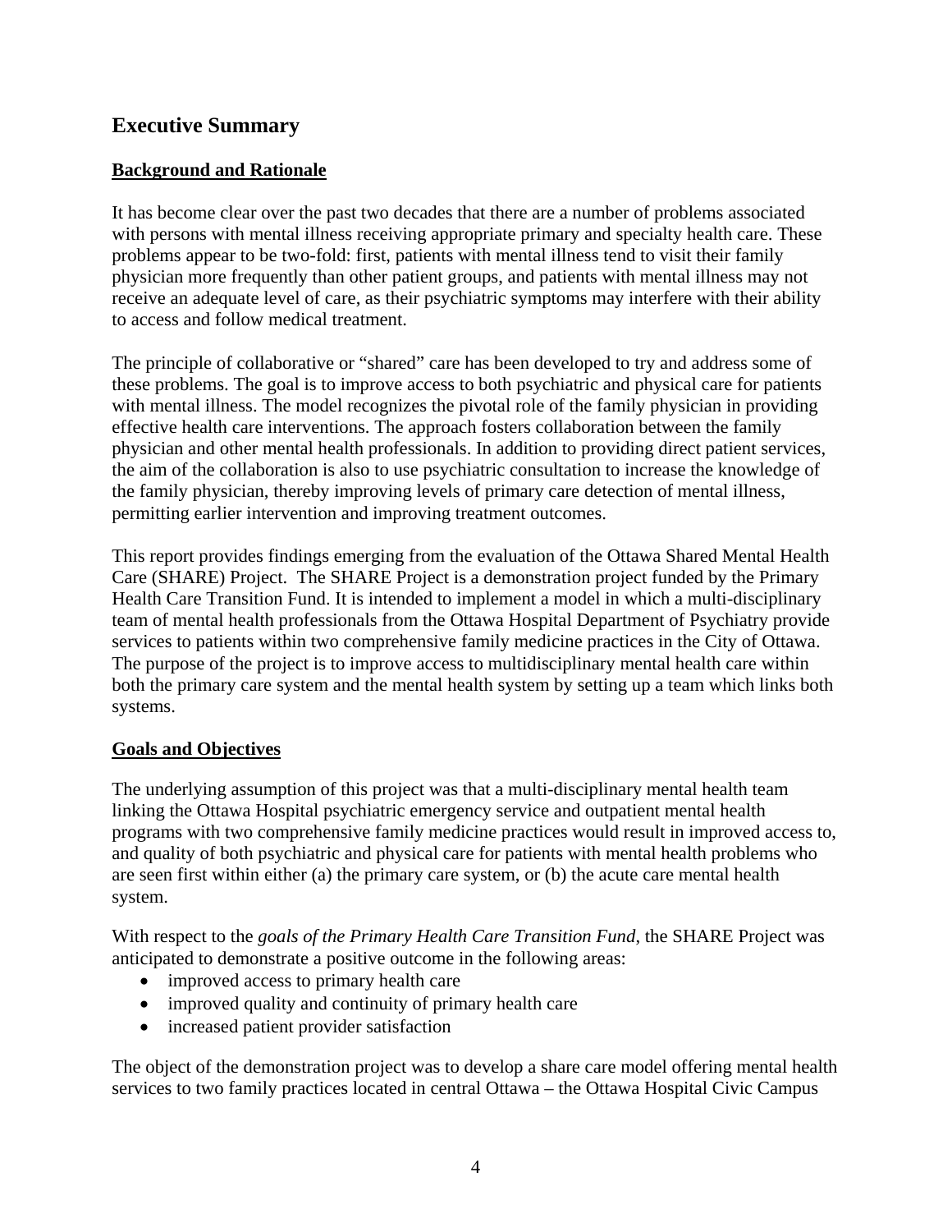## Executive Summary

### Background and Rationale

It has become clear over the past two decades that there are a number of problems associated with persons with mental illness receiving appropriate primary and specialty health care. These problems appear to be two-fold: first, patients with mental illness tend to visit their family physician more frequently than other patient groups, and patients with mental illness may not receive an adequate level of care, as their psychiatric symptoms may interfere with their ability to access and follow medical treatment.

The principle of collaborative or "shared" care has been developed to try and address some of these problems. The goal is to improve access to both psychiatric and physical care for patients with mental illness. The model recognizes the pivotal role of the family physician in providing effective health care interventions. The approach fosters collaboration between the family physician and other mental health professionals. In addition to providing direct patient services, the aim of the collaboration is also to use psychiatric consultation to increase the knowledge of the family physician, thereby improving levels of primary care detection of mental illness, permitting earlier intervention and improving treatment outcomes.

This report provides findings emerging from the evaluation of the Ottawa Shared Mental Health Care (SHARE) Project. The SHARE Project is a demonstration project funded by the Primary Health Care Transition Fund. It is intended to implement a model in which a multi-disciplinary team of mental health professionals from the Ottawa Hospital Department of Psychiatry provide services to patients within two comprehensive family medicine practices in the City of Ottawa. The purpose of the project is to improve access to multidisciplinary mental health care within both the primary care system and the mental health system by setting up a team which links both systems.

### Goals and Objectives

The underlying assumption of this project was that a multi-disciplinary mental health team linking the Ottawa Hospital psychiatric emergency service and outpatient mental health programs with two comprehensive family medicine practices would result in improved access to, and quality of both psychiatric and physical care for patients with mental health problems who are seen first within either (a) the primary care system, or (b) the acute care mental health system.

With respect to the *goals of the Primary Health Care Transition Fund*, the SHARE Project was anticipated to demonstrate a positive outcome in the following areas:

- improved access to primary health care
- improved quality and continuity of primary health care
- increased patient provider satisfaction

The object of the demonstration project was to develop a share care model offering mental health services to two family practices located in central Ottawa – the Ottawa Hospital Civic Campus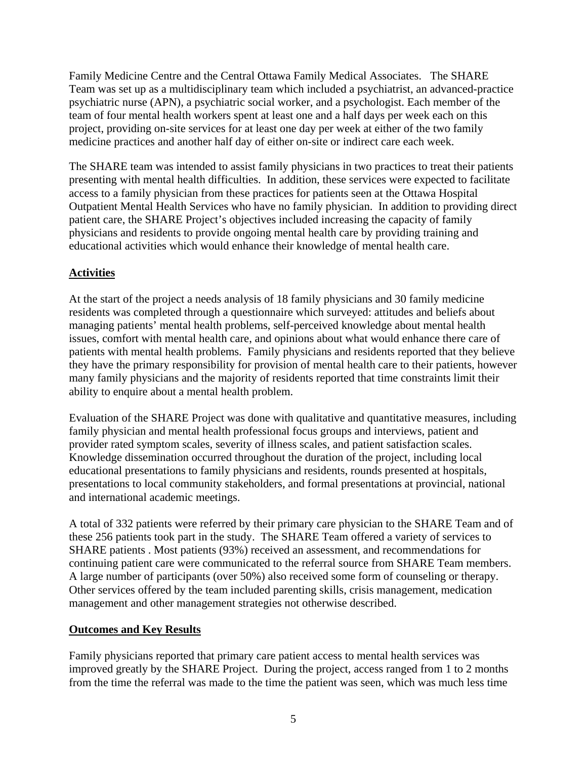Family Medicine Centre and the Central Ottawa Family Medical Associates. The SHARE Team was set up as a multidisciplinary team which included a psychiatrist, an advanced-practice psychiatric nurse (APN), a psychiatric social worker, and a psychologist. Each member of the team of four mental health workers spent at least one and a half days per week each on this project, providing on-site services for at least one day per week at either of the two family medicine practices and another half day of either on-site or indirect care each week.

The SHARE team was intended to assist family physicians in two practices to treat their patients presenting with mental health difficulties. In addition, these services were expected to facilitate access to a family physician from these practices for patients seen at the Ottawa Hospital Outpatient Mental Health Services who have no family physician. In addition to providing direct patient care, the SHARE Project's objectives included increasing the capacity of family physicians and residents to provide ongoing mental health care by providing training and educational activities which would enhance their knowledge of mental health care.

## Activities

At the start of the project a needs analysis of 18 family physicians and 30 family medicine residents was completed through a questionnaire which surveyed: attitudes and beliefs about managing patients' mental health problems, self-perceived knowledge about mental health issues, comfort with mental health care, and opinions about what would enhance there care of patients with mental health problems. Family physicians and residents reported that they believe they have the primary responsibility for provision of mental health care to their patients, however many family physicians and the majority of residents reported that time constraints limit their ability to enquire about a mental health problem.

Evaluation of the SHARE Project was done with qualitative and quantitative measures, including family physician and mental health professional focus groups and interviews, patient and provider rated symptom scales, severity of illness scales, and patient satisfaction scales. Knowledge dissemination occurred throughout the duration of the project, including local educational presentations to family physicians and residents, rounds presented at hospitals, presentations to local community stakeholders, and formal presentations at provincial, national and international academic meetings.

A total of 332 patients were referred by their primary care physician to the SHARE Team and of these 256 patients took part in the study. The SHARE Team offered a variety of services to SHARE patients . Most patients (93%) received an assessment, and recommendations for continuing patient care were communicated to the referral source from SHARE Team members. A large number of participants (over 50%) also received some form of counseling or therapy. Other services offered by the team included parenting skills, crisis management, medication management and other management strategies not otherwise described.

## Outcomes and Key Results

Family physicians reported that primary care patient access to mental health services was improved greatly by the SHARE Project. During the project, access ranged from 1 to 2 months from the time the referral was made to the time the patient was seen, which was much less time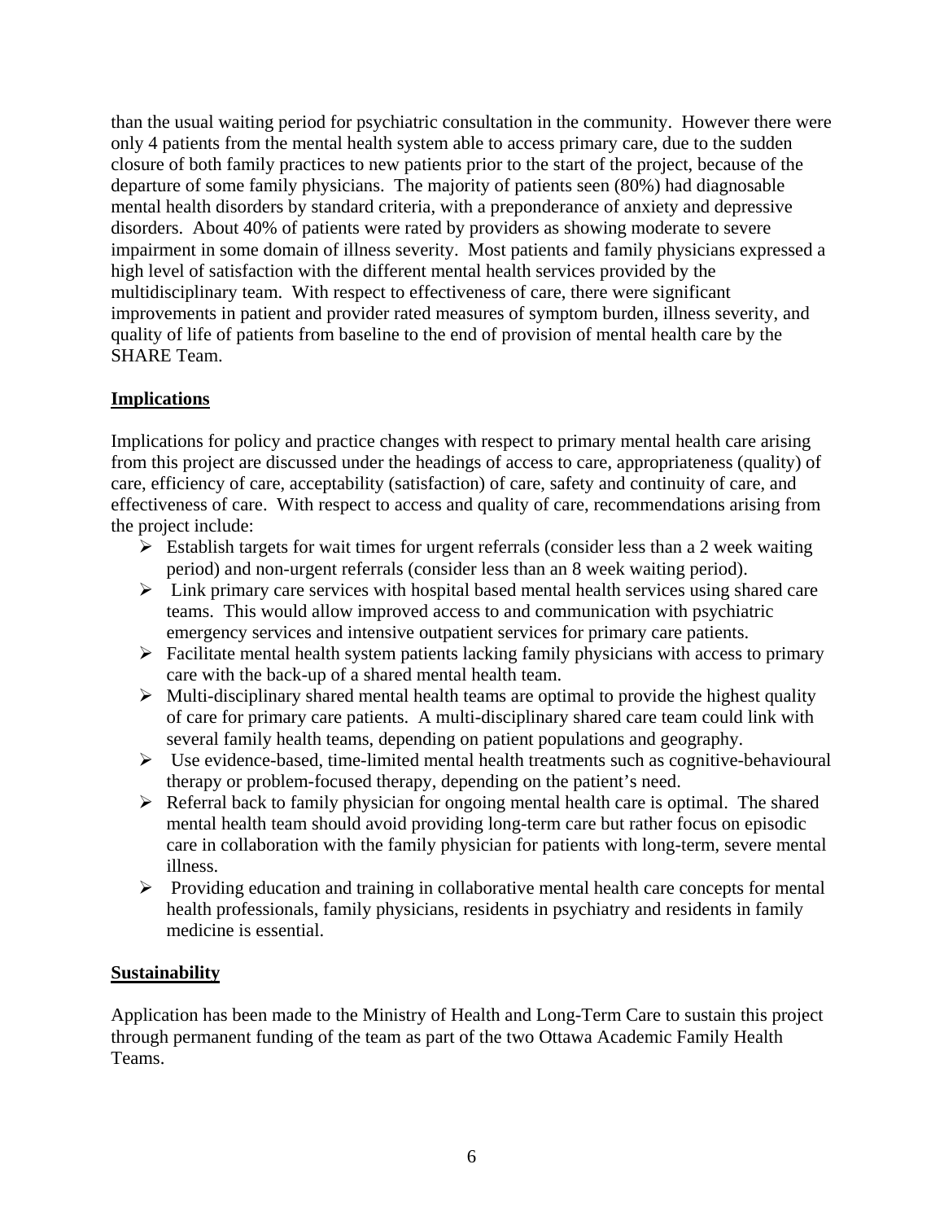than the usual waiting period for psychiatric consultation in the community. However there were only 4 patients from the mental health system able to access primary care, due to the sudden closure of both family practices to new patients prior to the start of the project, because of the departure of some family physicians. The majority of patients seen (80%) had diagnosable mental health disorders by standard criteria, with a preponderance of anxiety and depressive disorders. About 40% of patients were rated by providers as showing moderate to severe impairment in some domain of illness severity. Most patients and family physicians expressed a high level of satisfaction with the different mental health services provided by the multidisciplinary team. With respect to effectiveness of care, there were significant improvements in patient and provider rated measures of symptom burden, illness severity, and quality of life of patients from baseline to the end of provision of mental health care by the SHARE Team.

## Implications

Implications for policy and practice changes with respect to primary mental health care arising from this project are discussed under the headings of access to care, appropriateness (quality) of care, efficiency of care, acceptability (satisfaction) of care, safety and continuity of care, and effectiveness of care. With respect to access and quality of care, recommendations arising from the project include:

- Establish targets for wait times for urgent referrals (consider less than a 2 week waiting period) and non-urgent referrals (consider less than an 8 week waiting period).
- Link primary care services with hospital based mental health services using shared care teams. This would allow improved access to and communication with psychiatric emergency services and intensive outpatient services for primary care patients.
- Facilitate mental health system patients lacking family physicians with access to primary care with the back-up of a shared mental health team.
- Multi-disciplinary shared mental health teams are optimal to provide the highest quality of care for primary care patients. A multi-disciplinary shared care team could link with several family health teams, depending on patient populations and geography.
- Use evidence-based, time-limited mental health treatments such as cognitive-behavioural therapy or problem-focused therapy, depending on the patient's need.
- Referral back to family physician for ongoing mental health care is optimal. The shared mental health team should avoid providing long-term care but rather focus on episodic care in collaboration with the family physician for patients with long-term, severe mental illness.
- Providing education and training in collaborative mental health care concepts for mental health professionals, family physicians, residents in psychiatry and residents in family medicine is essential.

## Sustainability

Application has been made to the Ministry of Health and Long-Term Care to sustain this project through permanent funding of the team as part of the two Ottawa Academic Family Health Teams.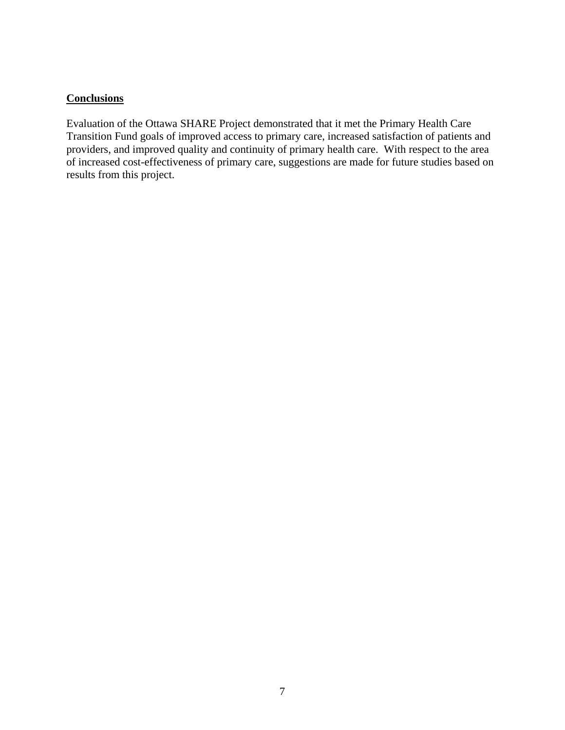## Conclusions

Evaluation of the Ottawa SHARE Project demonstrated that it met the Primary Health Care Transition Fund goals of improved access to primary care, increased satisfaction of patients and providers, and improved quality and continuity of primary health care. With respect to the area of increased cost-effectiveness of primary care, suggestions are made for future studies based on results from this project.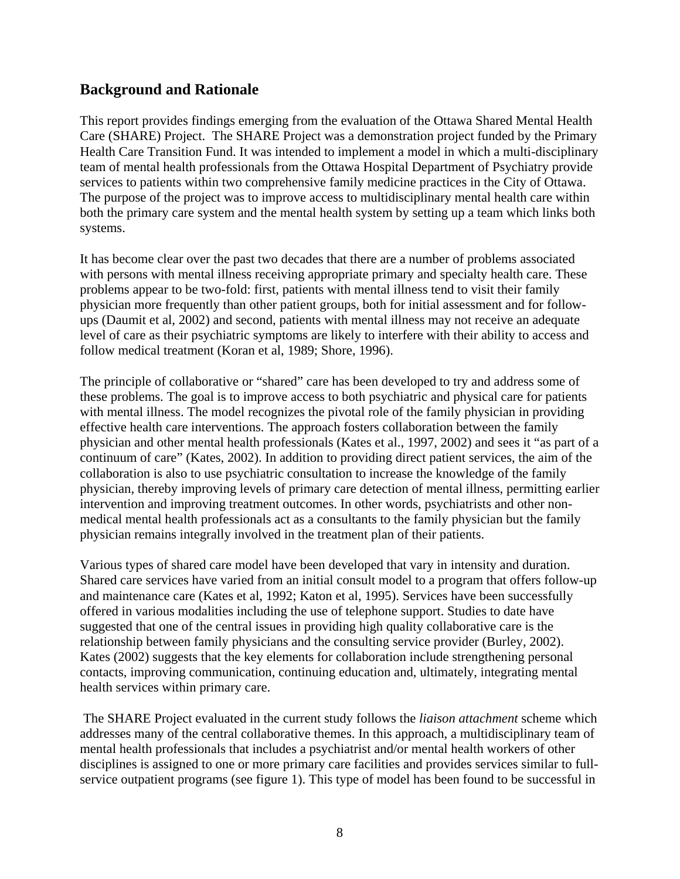## Background and Rationale

This report provides findings emerging from the evaluation of the Ottawa Shared Mental Health Care (SHARE) Project. The SHARE Project was a demonstration project funded by the Primary Health Care Transition Fund. It was intended to implement a model in which a multi-disciplinary team of mental health professionals from the Ottawa Hospital Department of Psychiatry provide services to patients within two comprehensive family medicine practices in the City of Ottawa. The purpose of the project was to improve access to multidisciplinary mental health care within both the primary care system and the mental health system by setting up a team which links both systems.

It has become clear over the past two decades that there are a number of problems associated with persons with mental illness receiving appropriate primary and specialty health care. These problems appear to be two-fold: first, patients with mental illness tend to visit their family physician more frequently than other patient groups, both for initial assessment and for follow-ups (Daumit et al, 2002) and second, patients with mental illness may not receive an adequate level of care as their psychiatric symptoms are likely to interfere with their ability to access and follow medical treatment (Koran et al, 1989; Shore, 1996).

The principle of collaborative or "shared" care has been developed to try and address some of these problems. The goal is to improve access to both psychiatric and physical care for patients with mental illness. The model recognizes the pivotal role of the family physician in providing effective health care interventions. The approach fosters collaboration between the family physician and other mental health professionals (Kates et al., 1997, 2002) and sees it "as part of a continuum of care" (Kates, 2002). In addition to providing direct patient services, the aim of the collaboration is also to use psychiatric consultation to increase the knowledge of the family physician, thereby improving levels of primary care detection of mental illness, permitting earlier intervention and improving treatment outcomes. In other words, psychiatrists and other non-medical mental health professionals act as a consultants to the family physician but the family physician remains integrally involved in the treatment plan of their patients.

Various types of shared care model have been developed that vary in intensity and duration. Shared care services have varied from an initial consult model to a program that offers follow-up and maintenance care (Kates et al, 1992; Katon et al, 1995). Services have been successfully offered in various modalities including the use of telephone support. Studies to date have suggested that one of the central issues in providing high quality collaborative care is the relationship between family physicians and the consulting service provider (Burley, 2002). Kates (2002) suggests that the key elements for collaboration include strengthening personal contacts, improving communication, continuing education and, ultimately, integrating mental health services within primary care.

The SHARE Project evaluated in the current study follows the *liaison attachment* scheme which addresses many of the central collaborative themes. In this approach, a multidisciplinary team of mental health professionals that includes a psychiatrist and/or mental health workers of other disciplines is assigned to one or more primary care facilities and provides services similar to full-service outpatient programs (see figure 1). This type of model has been found to be successful in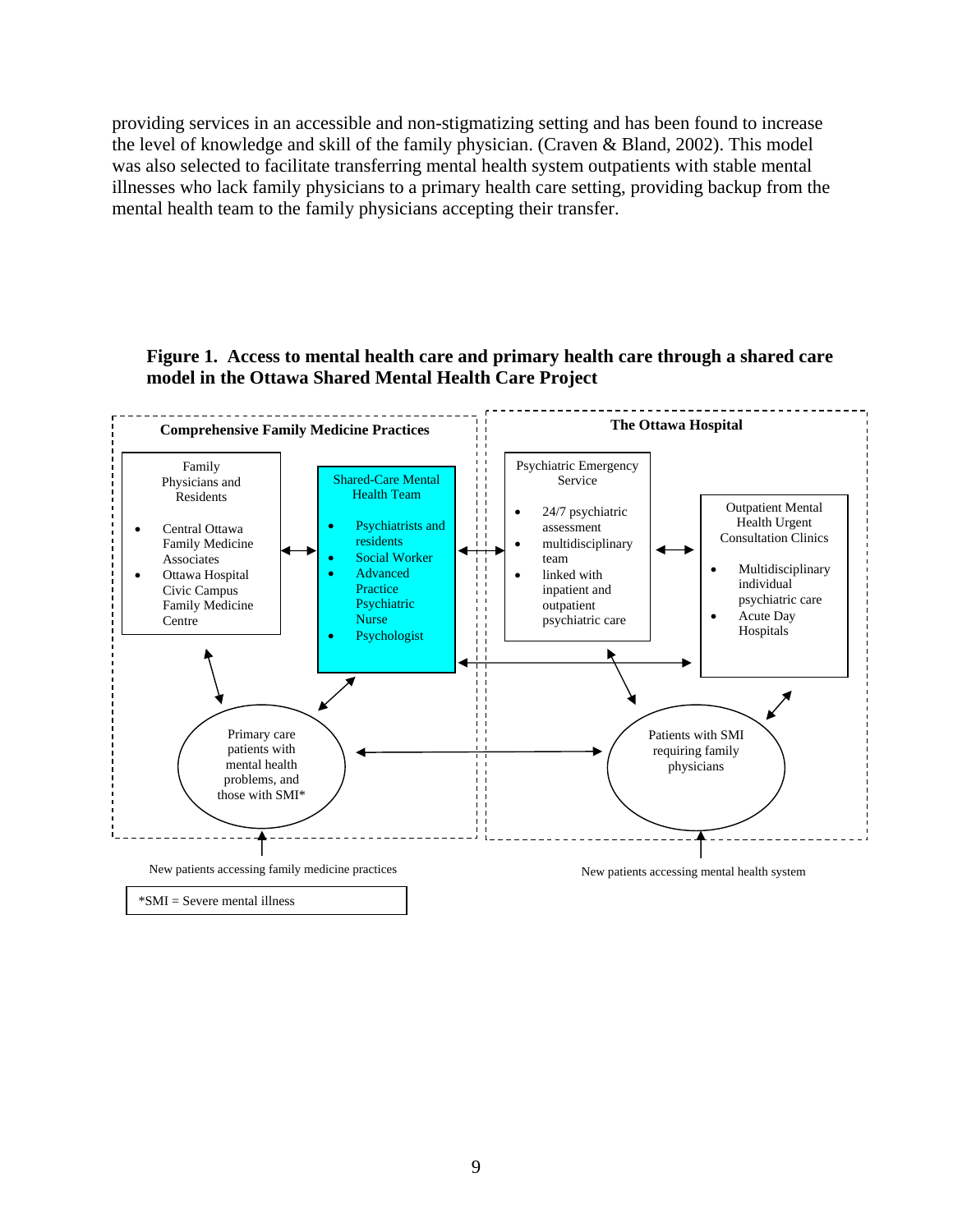providing services in an accessible and non-stigmatizing setting and has been found to increase the level of knowledge and skill of the family physician. (Craven & Bland, 2002). This model was also selected to facilitate transferring mental health system outpatients with stable mental illnesses who lack family physicians to a primary health care setting, providing backup from the mental health team to the family physicians accepting their transfer.

**Figure 1. Access to mental health care and primary health care through a shared care model in the Ottawa Shared Mental Health Care Project**

**Comprehensive Family Medicine Practices**

Family Physicians and Residents

- Central Ottawa Family Medicine Associates
- Ottawa Hospital Civic Campus Family Medicine Centre

Shared-Care Mental Health Team

- Psychiatrists and residents
- Social Worker
- Advanced Practice Psychiatric Nurse
- Psychologist

Primary care patients with mental health problems, and those with SMI*

**The Ottawa Hospital**

Psychiatric Emergency Service

- 24/7 psychiatric assessment
- multidisciplinary team
- linked with inpatient and outpatient psychiatric care

Outpatient Mental Health Urgent Consultation Clinics

- Multidisciplinary individual psychiatric care
- Acute Day Hospitals

Patients with SMI requiring family physicians

New patients accessing family medicine practices

New patients accessing mental health system

*SMI = Severe mental illness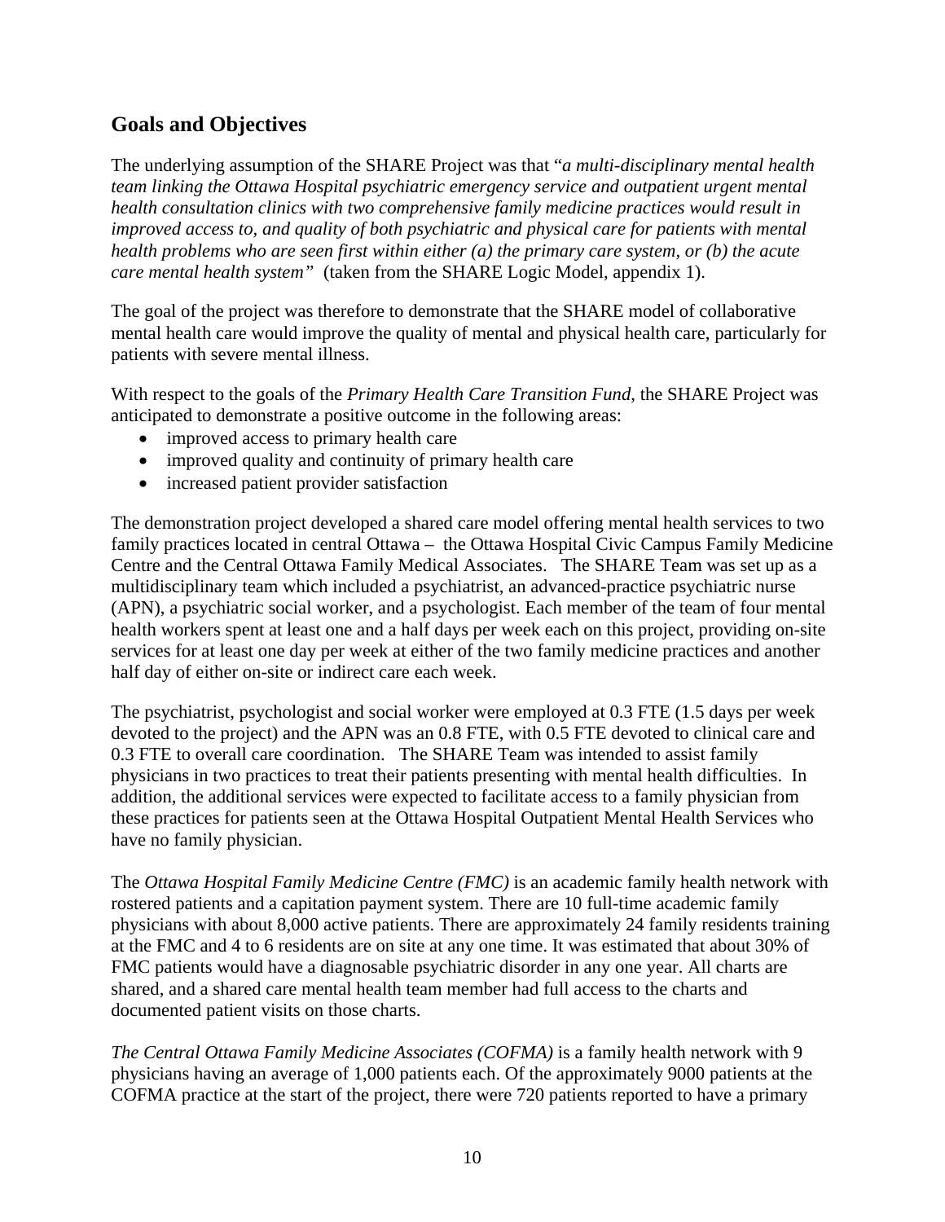## Goals and Objectives

The underlying assumption of the SHARE Project was that "*a multi-disciplinary mental health team linking the Ottawa Hospital psychiatric emergency service and outpatient urgent mental health consultation clinics with two comprehensive family medicine practices would result in improved access to, and quality of both psychiatric and physical care for patients with mental health problems who are seen first within either (a) the primary care system, or (b) the acute care mental health system"* (taken from the SHARE Logic Model, appendix 1).

The goal of the project was therefore to demonstrate that the SHARE model of collaborative mental health care would improve the quality of mental and physical health care, particularly for patients with severe mental illness.

With respect to the goals of the *Primary Health Care Transition Fund*, the SHARE Project was anticipated to demonstrate a positive outcome in the following areas:

- improved access to primary health care
- improved quality and continuity of primary health care
- increased patient provider satisfaction

The demonstration project developed a shared care model offering mental health services to two family practices located in central Ottawa – the Ottawa Hospital Civic Campus Family Medicine Centre and the Central Ottawa Family Medical Associates. The SHARE Team was set up as a multidisciplinary team which included a psychiatrist, an advanced-practice psychiatric nurse (APN), a psychiatric social worker, and a psychologist. Each member of the team of four mental health workers spent at least one and a half days per week each on this project, providing on-site services for at least one day per week at either of the two family medicine practices and another half day of either on-site or indirect care each week.

The psychiatrist, psychologist and social worker were employed at 0.3 FTE (1.5 days per week devoted to the project) and the APN was an 0.8 FTE, with 0.5 FTE devoted to clinical care and 0.3 FTE to overall care coordination. The SHARE Team was intended to assist family physicians in two practices to treat their patients presenting with mental health difficulties. In addition, the additional services were expected to facilitate access to a family physician from these practices for patients seen at the Ottawa Hospital Outpatient Mental Health Services who have no family physician.

The *Ottawa Hospital Family Medicine Centre (FMC)* is an academic family health network with rostered patients and a capitation payment system. There are 10 full-time academic family physicians with about 8,000 active patients. There are approximately 24 family residents training at the FMC and 4 to 6 residents are on site at any one time. It was estimated that about 30% of FMC patients would have a diagnosable psychiatric disorder in any one year. All charts are shared, and a shared care mental health team member had full access to the charts and documented patient visits on those charts.

*The Central Ottawa Family Medicine Associates (COFMA)* is a family health network with 9 physicians having an average of 1,000 patients each. Of the approximately 9000 patients at the COFMA practice at the start of the project, there were 720 patients reported to have a primary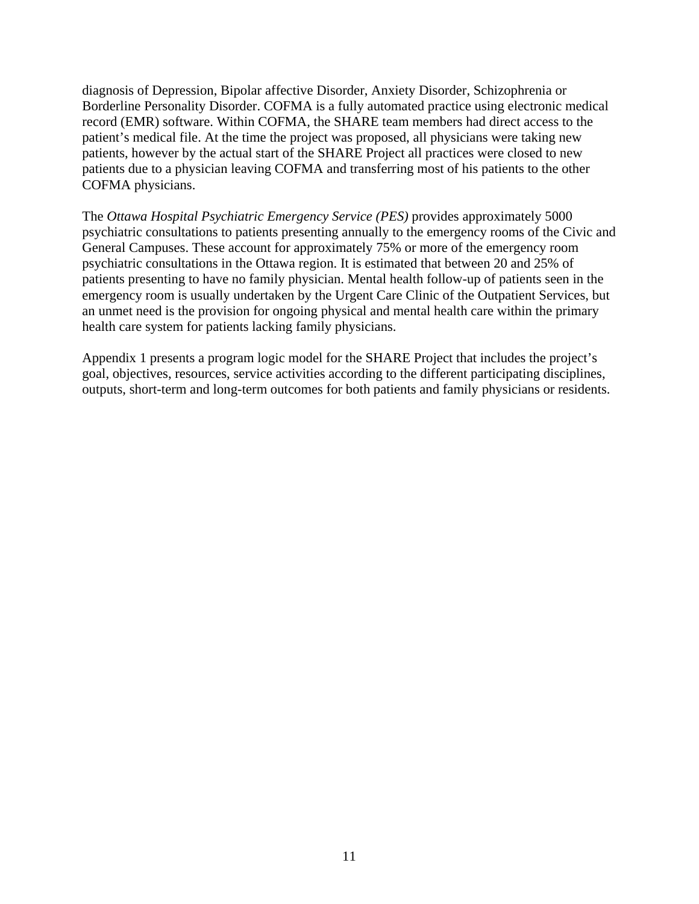diagnosis of Depression, Bipolar affective Disorder, Anxiety Disorder, Schizophrenia or Borderline Personality Disorder. COFMA is a fully automated practice using electronic medical record (EMR) software. Within COFMA, the SHARE team members had direct access to the patient's medical file. At the time the project was proposed, all physicians were taking new patients, however by the actual start of the SHARE Project all practices were closed to new patients due to a physician leaving COFMA and transferring most of his patients to the other COFMA physicians.

The *Ottawa Hospital Psychiatric Emergency Service (PES)* provides approximately 5000 psychiatric consultations to patients presenting annually to the emergency rooms of the Civic and General Campuses. These account for approximately 75% or more of the emergency room psychiatric consultations in the Ottawa region. It is estimated that between 20 and 25% of patients presenting to have no family physician. Mental health follow-up of patients seen in the emergency room is usually undertaken by the Urgent Care Clinic of the Outpatient Services, but an unmet need is the provision for ongoing physical and mental health care within the primary health care system for patients lacking family physicians.

Appendix 1 presents a program logic model for the SHARE Project that includes the project's goal, objectives, resources, service activities according to the different participating disciplines, outputs, short-term and long-term outcomes for both patients and family physicians or residents.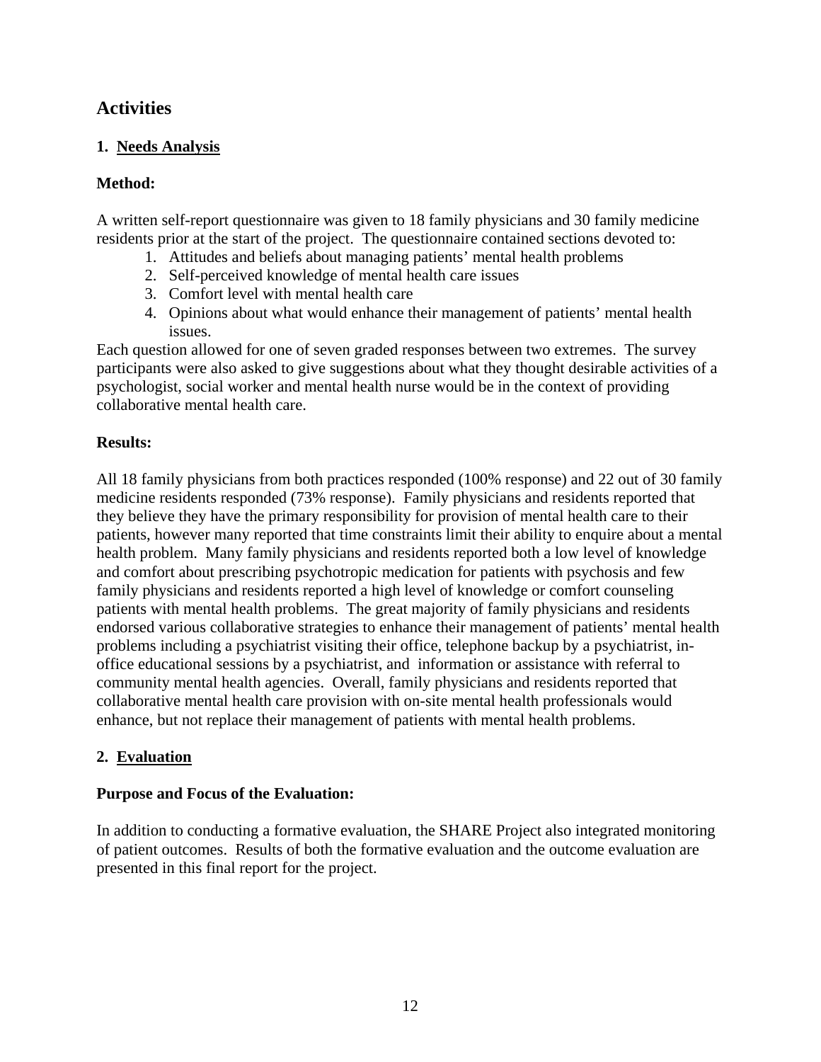## Activities

### 1. Needs Analysis

**Method:**

A written self-report questionnaire was given to 18 family physicians and 30 family medicine residents prior at the start of the project. The questionnaire contained sections devoted to:

1. Attitudes and beliefs about managing patients' mental health problems
2. Self-perceived knowledge of mental health care issues
3. Comfort level with mental health care
4. Opinions about what would enhance their management of patients' mental health issues.

Each question allowed for one of seven graded responses between two extremes. The survey participants were also asked to give suggestions about what they thought desirable activities of a psychologist, social worker and mental health nurse would be in the context of providing collaborative mental health care.

**Results:**

All 18 family physicians from both practices responded (100% response) and 22 out of 30 family medicine residents responded (73% response). Family physicians and residents reported that they believe they have the primary responsibility for provision of mental health care to their patients, however many reported that time constraints limit their ability to enquire about a mental health problem. Many family physicians and residents reported both a low level of knowledge and comfort about prescribing psychotropic medication for patients with psychosis and few family physicians and residents reported a high level of knowledge or comfort counseling patients with mental health problems. The great majority of family physicians and residents endorsed various collaborative strategies to enhance their management of patients' mental health problems including a psychiatrist visiting their office, telephone backup by a psychiatrist, in-office educational sessions by a psychiatrist, and information or assistance with referral to community mental health agencies. Overall, family physicians and residents reported that collaborative mental health care provision with on-site mental health professionals would enhance, but not replace their management of patients with mental health problems.

### 2. Evaluation

**Purpose and Focus of the Evaluation:**

In addition to conducting a formative evaluation, the SHARE Project also integrated monitoring of patient outcomes. Results of both the formative evaluation and the outcome evaluation are presented in this final report for the project.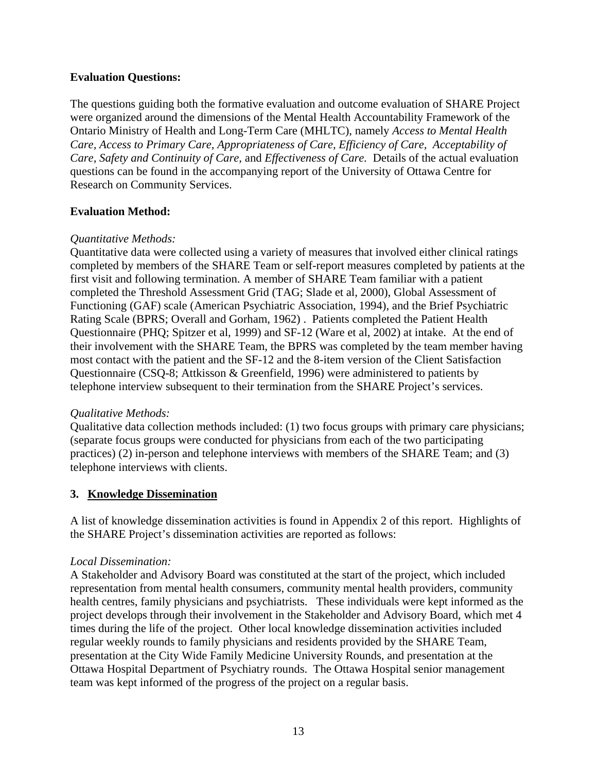**Evaluation Questions:**

The questions guiding both the formative evaluation and outcome evaluation of SHARE Project were organized around the dimensions of the Mental Health Accountability Framework of the Ontario Ministry of Health and Long-Term Care (MHLTC), namely *Access to Mental Health Care*, *Access to Primary Care*, *Appropriateness of Care*, *Efficiency of Care*, *Acceptability of Care*, *Safety and Continuity of Care*, and *Effectiveness of Care.* Details of the actual evaluation questions can be found in the accompanying report of the University of Ottawa Centre for Research on Community Services.

**Evaluation Method:**

*Quantitative Methods:*
Quantitative data were collected using a variety of measures that involved either clinical ratings completed by members of the SHARE Team or self-report measures completed by patients at the first visit and following termination. A member of SHARE Team familiar with a patient completed the Threshold Assessment Grid (TAG; Slade et al, 2000), Global Assessment of Functioning (GAF) scale (American Psychiatric Association, 1994), and the Brief Psychiatric Rating Scale (BPRS; Overall and Gorham, 1962) . Patients completed the Patient Health Questionnaire (PHQ; Spitzer et al, 1999) and SF-12 (Ware et al, 2002) at intake. At the end of their involvement with the SHARE Team, the BPRS was completed by the team member having most contact with the patient and the SF-12 and the 8-item version of the Client Satisfaction Questionnaire (CSQ-8; Attkisson & Greenfield, 1996) were administered to patients by telephone interview subsequent to their termination from the SHARE Project's services.

*Qualitative Methods:*
Qualitative data collection methods included: (1) two focus groups with primary care physicians; (separate focus groups were conducted for physicians from each of the two participating practices) (2) in-person and telephone interviews with members of the SHARE Team; and (3) telephone interviews with clients.

## 3. <u>Knowledge Dissemination</u>

A list of knowledge dissemination activities is found in Appendix 2 of this report. Highlights of the SHARE Project's dissemination activities are reported as follows:

*Local Dissemination:*
A Stakeholder and Advisory Board was constituted at the start of the project, which included representation from mental health consumers, community mental health providers, community health centres, family physicians and psychiatrists. These individuals were kept informed as the project develops through their involvement in the Stakeholder and Advisory Board, which met 4 times during the life of the project. Other local knowledge dissemination activities included regular weekly rounds to family physicians and residents provided by the SHARE Team, presentation at the City Wide Family Medicine University Rounds, and presentation at the Ottawa Hospital Department of Psychiatry rounds. The Ottawa Hospital senior management team was kept informed of the progress of the project on a regular basis.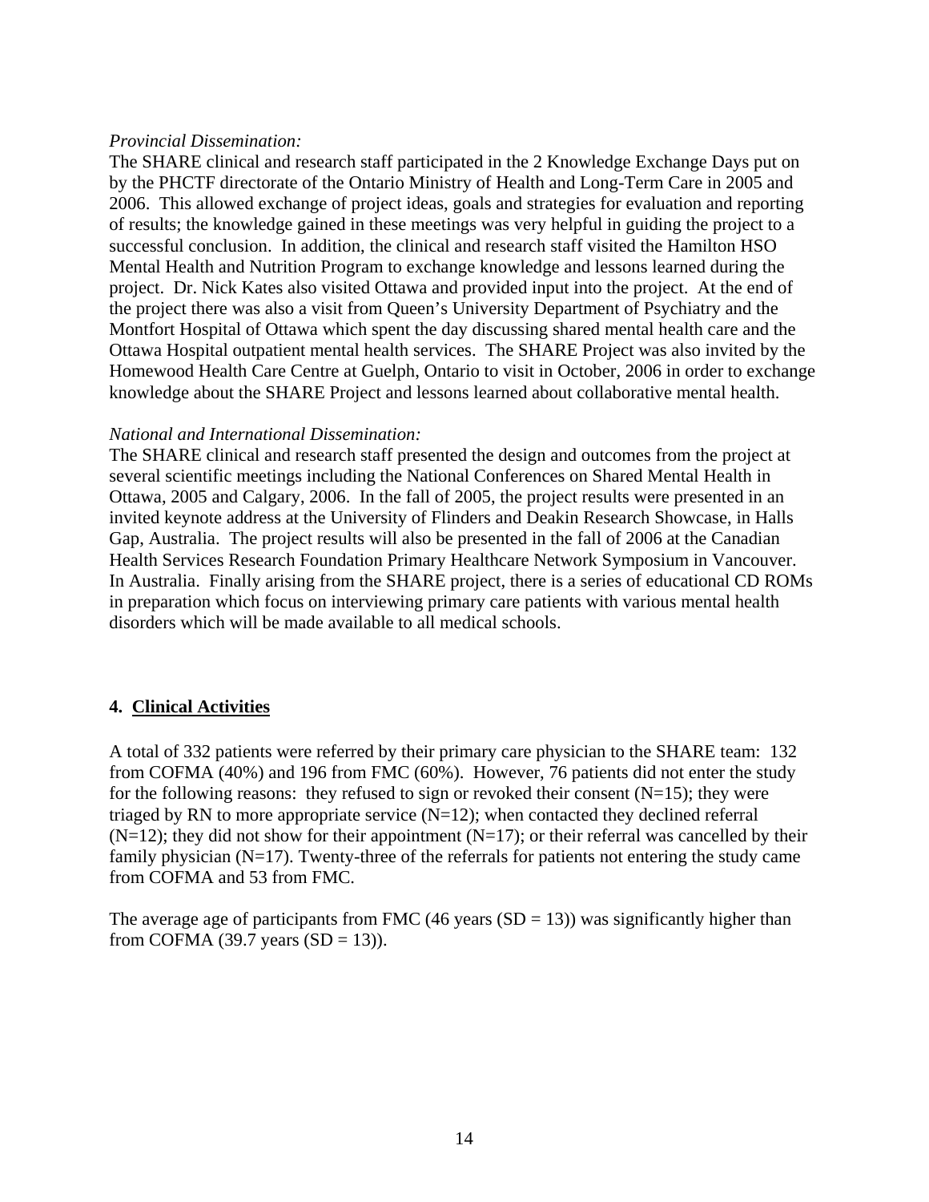*Provincial Dissemination:*

The SHARE clinical and research staff participated in the 2 Knowledge Exchange Days put on by the PHCTF directorate of the Ontario Ministry of Health and Long-Term Care in 2005 and 2006. This allowed exchange of project ideas, goals and strategies for evaluation and reporting of results; the knowledge gained in these meetings was very helpful in guiding the project to a successful conclusion. In addition, the clinical and research staff visited the Hamilton HSO Mental Health and Nutrition Program to exchange knowledge and lessons learned during the project. Dr. Nick Kates also visited Ottawa and provided input into the project. At the end of the project there was also a visit from Queen's University Department of Psychiatry and the Montfort Hospital of Ottawa which spent the day discussing shared mental health care and the Ottawa Hospital outpatient mental health services. The SHARE Project was also invited by the Homewood Health Care Centre at Guelph, Ontario to visit in October, 2006 in order to exchange knowledge about the SHARE Project and lessons learned about collaborative mental health.

*National and International Dissemination:*

The SHARE clinical and research staff presented the design and outcomes from the project at several scientific meetings including the National Conferences on Shared Mental Health in Ottawa, 2005 and Calgary, 2006. In the fall of 2005, the project results were presented in an invited keynote address at the University of Flinders and Deakin Research Showcase, in Halls Gap, Australia. The project results will also be presented in the fall of 2006 at the Canadian Health Services Research Foundation Primary Healthcare Network Symposium in Vancouver. In Australia. Finally arising from the SHARE project, there is a series of educational CD ROMs in preparation which focus on interviewing primary care patients with various mental health disorders which will be made available to all medical schools.

## 4. <u>Clinical Activities</u>

A total of 332 patients were referred by their primary care physician to the SHARE team: 132 from COFMA (40%) and 196 from FMC (60%). However, 76 patients did not enter the study for the following reasons: they refused to sign or revoked their consent (N=15); they were triaged by RN to more appropriate service (N=12); when contacted they declined referral (N=12); they did not show for their appointment (N=17); or their referral was cancelled by their family physician (N=17). Twenty-three of the referrals for patients not entering the study came from COFMA and 53 from FMC.

The average age of participants from FMC (46 years (SD = 13)) was significantly higher than from COFMA (39.7 years (SD = 13)).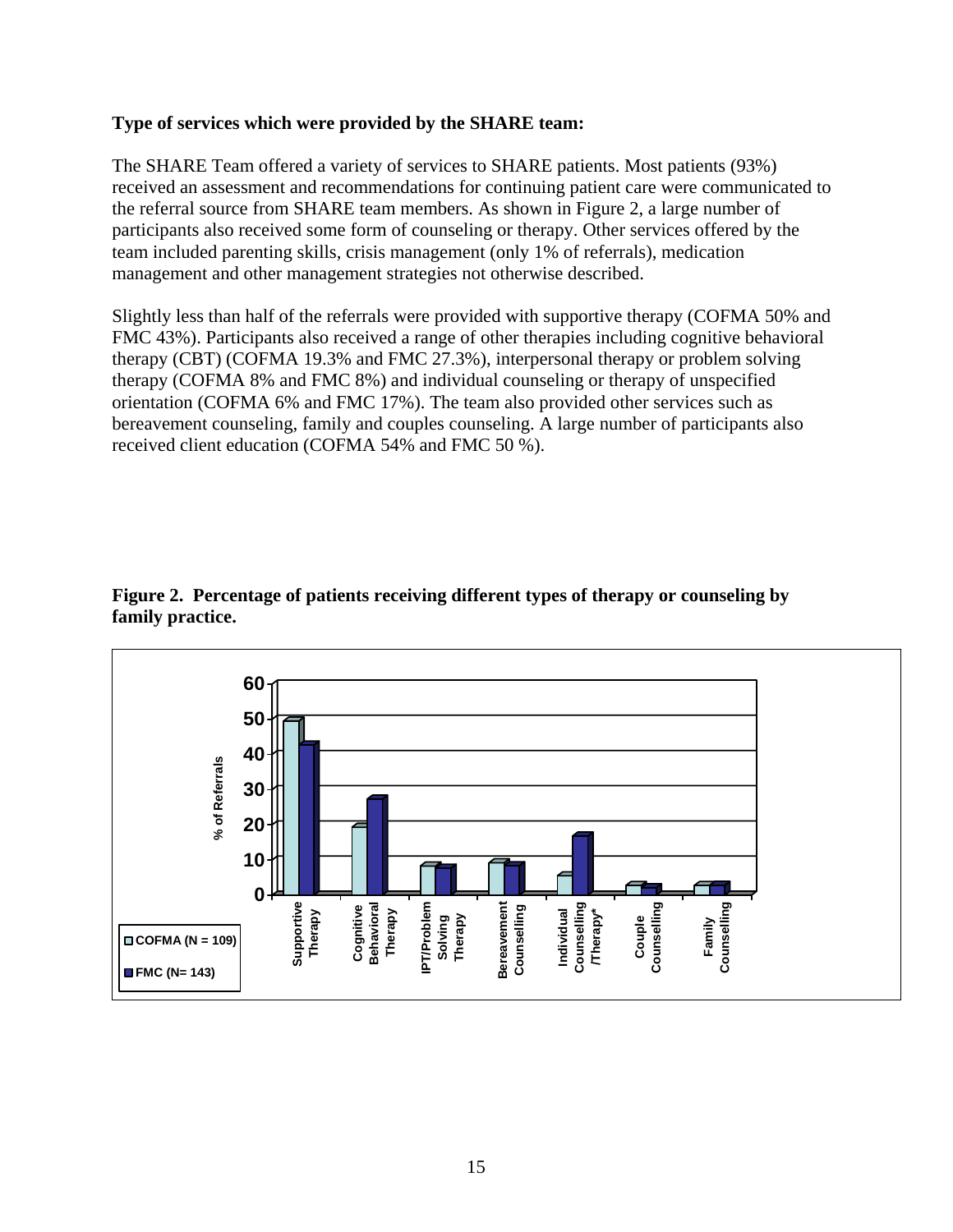**Type of services which were provided by the SHARE team:**

The SHARE Team offered a variety of services to SHARE patients. Most patients (93%) received an assessment and recommendations for continuing patient care were communicated to the referral source from SHARE team members. As shown in Figure 2, a large number of participants also received some form of counseling or therapy. Other services offered by the team included parenting skills, crisis management (only 1% of referrals), medication management and other management strategies not otherwise described.

Slightly less than half of the referrals were provided with supportive therapy (COFMA 50% and FMC 43%). Participants also received a range of other therapies including cognitive behavioral therapy (CBT) (COFMA 19.3% and FMC 27.3%), interpersonal therapy or problem solving therapy (COFMA 8% and FMC 8%) and individual counseling or therapy of unspecified orientation (COFMA 6% and FMC 17%). The team also provided other services such as bereavement counseling, family and couples counseling. A large number of participants also received client education (COFMA 54% and FMC 50 %).

**Figure 2. Percentage of patients receiving different types of therapy or counseling by family practice.**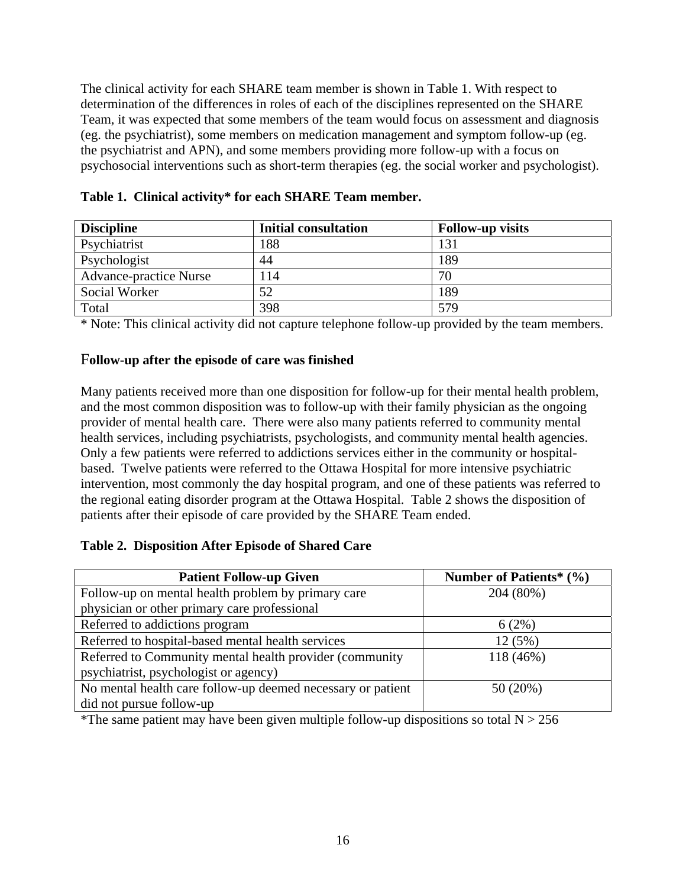The clinical activity for each SHARE team member is shown in Table 1. With respect to determination of the differences in roles of each of the disciplines represented on the SHARE Team, it was expected that some members of the team would focus on assessment and diagnosis (eg. the psychiatrist), some members on medication management and symptom follow-up (eg. the psychiatrist and APN), and some members providing more follow-up with a focus on psychosocial interventions such as short-term therapies (eg. the social worker and psychologist).

**Table 1. Clinical activity* for each SHARE Team member.**

| Discipline | Initial consultation | Follow-up visits |
|---|---|---|
| Psychiatrist | 188 | 131 |
| Psychologist | 44 | 189 |
| Advance-practice Nurse | 114 | 70 |
| Social Worker | 52 | 189 |
| Total | 398 | 579 |

* Note: This clinical activity did not capture telephone follow-up provided by the team members.

### Follow-up after the episode of care was finished

Many patients received more than one disposition for follow-up for their mental health problem, and the most common disposition was to follow-up with their family physician as the ongoing provider of mental health care. There were also many patients referred to community mental health services, including psychiatrists, psychologists, and community mental health agencies. Only a few patients were referred to addictions services either in the community or hospital-based. Twelve patients were referred to the Ottawa Hospital for more intensive psychiatric intervention, most commonly the day hospital program, and one of these patients was referred to the regional eating disorder program at the Ottawa Hospital. Table 2 shows the disposition of patients after their episode of care provided by the SHARE Team ended.

**Table 2. Disposition After Episode of Shared Care**

| Patient Follow-up Given | Number of Patients* (%) |
|---|---|
| Follow-up on mental health problem by primary care physician or other primary care professional | 204 (80%) |
| Referred to addictions program | 6 (2%) |
| Referred to hospital-based mental health services | 12 (5%) |
| Referred to Community mental health provider (community psychiatrist, psychologist or agency) | 118 (46%) |
| No mental health care follow-up deemed necessary or patient did not pursue follow-up | 50 (20%) |

*The same patient may have been given multiple follow-up dispositions so total N > 256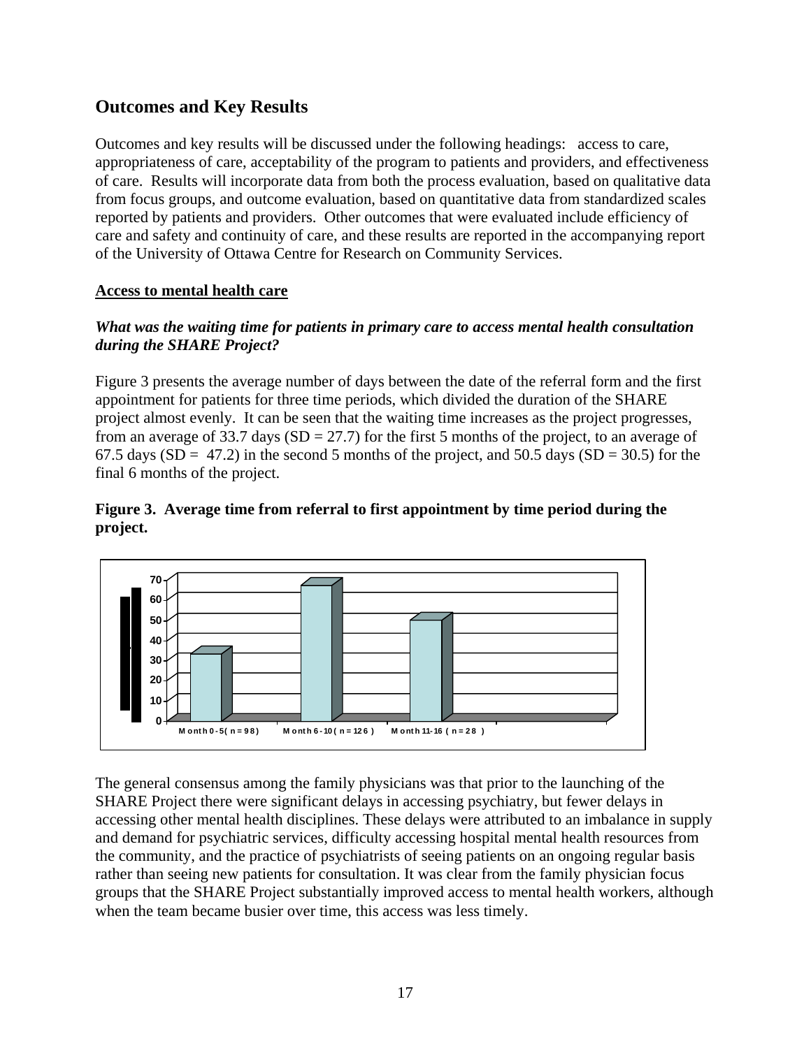## Outcomes and Key Results

Outcomes and key results will be discussed under the following headings: access to care, appropriateness of care, acceptability of the program to patients and providers, and effectiveness of care. Results will incorporate data from both the process evaluation, based on qualitative data from focus groups, and outcome evaluation, based on quantitative data from standardized scales reported by patients and providers. Other outcomes that were evaluated include efficiency of care and safety and continuity of care, and these results are reported in the accompanying report of the University of Ottawa Centre for Research on Community Services.

**Access to mental health care**

***What was the waiting time for patients in primary care to access mental health consultation during the SHARE Project?***

Figure 3 presents the average number of days between the date of the referral form and the first appointment for patients for three time periods, which divided the duration of the SHARE project almost evenly. It can be seen that the waiting time increases as the project progresses, from an average of 33.7 days (SD = 27.7) for the first 5 months of the project, to an average of 67.5 days (SD = 47.2) in the second 5 months of the project, and 50.5 days (SD = 30.5) for the final 6 months of the project.

**Figure 3. Average time from referral to first appointment by time period during the project.**

The general consensus among the family physicians was that prior to the launching of the SHARE Project there were significant delays in accessing psychiatry, but fewer delays in accessing other mental health disciplines. These delays were attributed to an imbalance in supply and demand for psychiatric services, difficulty accessing hospital mental health resources from the community, and the practice of psychiatrists of seeing patients on an ongoing regular basis rather than seeing new patients for consultation. It was clear from the family physician focus groups that the SHARE Project substantially improved access to mental health workers, although when the team became busier over time, this access was less timely.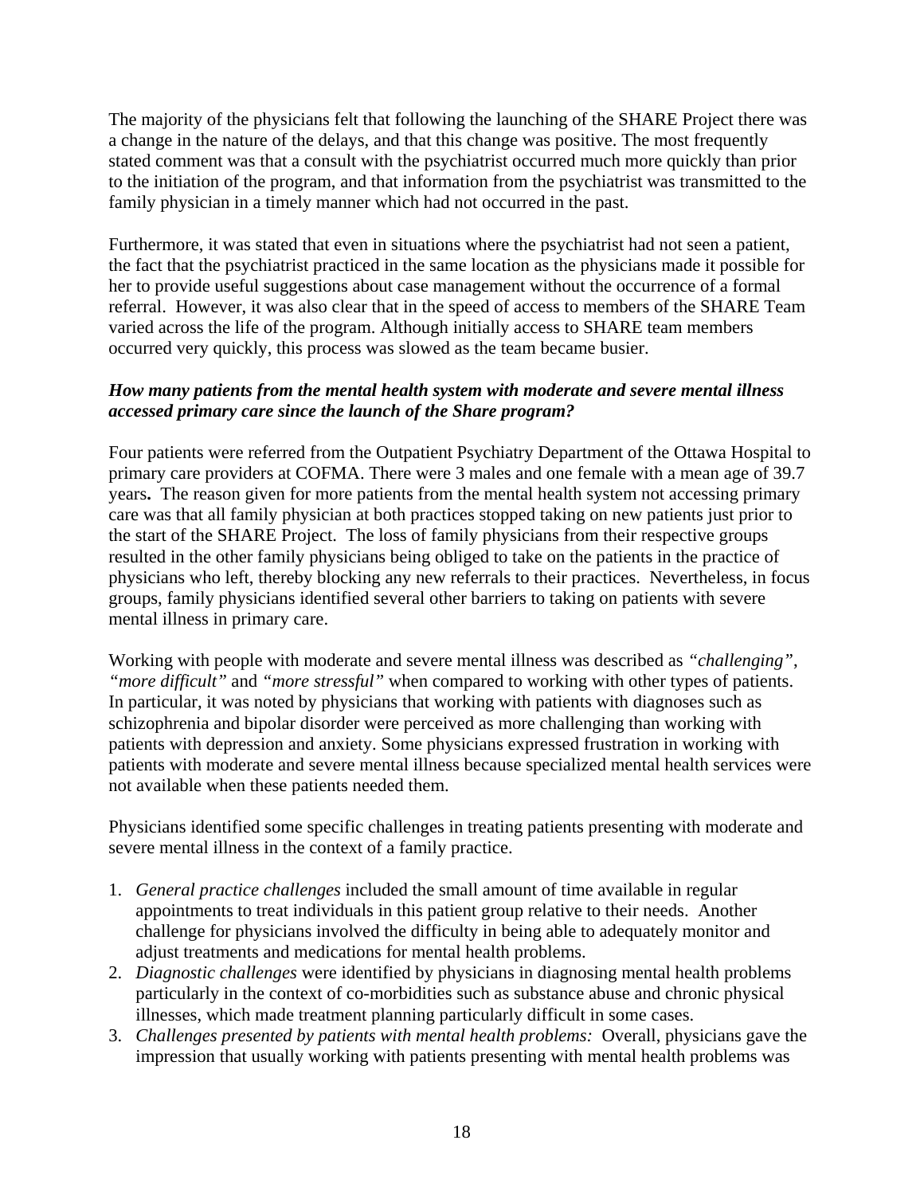The majority of the physicians felt that following the launching of the SHARE Project there was a change in the nature of the delays, and that this change was positive. The most frequently stated comment was that a consult with the psychiatrist occurred much more quickly than prior to the initiation of the program, and that information from the psychiatrist was transmitted to the family physician in a timely manner which had not occurred in the past.

Furthermore, it was stated that even in situations where the psychiatrist had not seen a patient, the fact that the psychiatrist practiced in the same location as the physicians made it possible for her to provide useful suggestions about case management without the occurrence of a formal referral. However, it was also clear that in the speed of access to members of the SHARE Team varied across the life of the program. Although initially access to SHARE team members occurred very quickly, this process was slowed as the team became busier.

***How many patients from the mental health system with moderate and severe mental illness accessed primary care since the launch of the Share program?***

Four patients were referred from the Outpatient Psychiatry Department of the Ottawa Hospital to primary care providers at COFMA. There were 3 males and one female with a mean age of 39.7 years**.** The reason given for more patients from the mental health system not accessing primary care was that all family physician at both practices stopped taking on new patients just prior to the start of the SHARE Project. The loss of family physicians from their respective groups resulted in the other family physicians being obliged to take on the patients in the practice of physicians who left, thereby blocking any new referrals to their practices. Nevertheless, in focus groups, family physicians identified several other barriers to taking on patients with severe mental illness in primary care.

Working with people with moderate and severe mental illness was described as *"challenging"*, *"more difficult"* and *"more stressful"* when compared to working with other types of patients. In particular, it was noted by physicians that working with patients with diagnoses such as schizophrenia and bipolar disorder were perceived as more challenging than working with patients with depression and anxiety. Some physicians expressed frustration in working with patients with moderate and severe mental illness because specialized mental health services were not available when these patients needed them.

Physicians identified some specific challenges in treating patients presenting with moderate and severe mental illness in the context of a family practice.

1. *General practice challenges* included the small amount of time available in regular appointments to treat individuals in this patient group relative to their needs. Another challenge for physicians involved the difficulty in being able to adequately monitor and adjust treatments and medications for mental health problems.
2. *Diagnostic challenges* were identified by physicians in diagnosing mental health problems particularly in the context of co-morbidities such as substance abuse and chronic physical illnesses, which made treatment planning particularly difficult in some cases.
3. *Challenges presented by patients with mental health problems:* Overall, physicians gave the impression that usually working with patients presenting with mental health problems was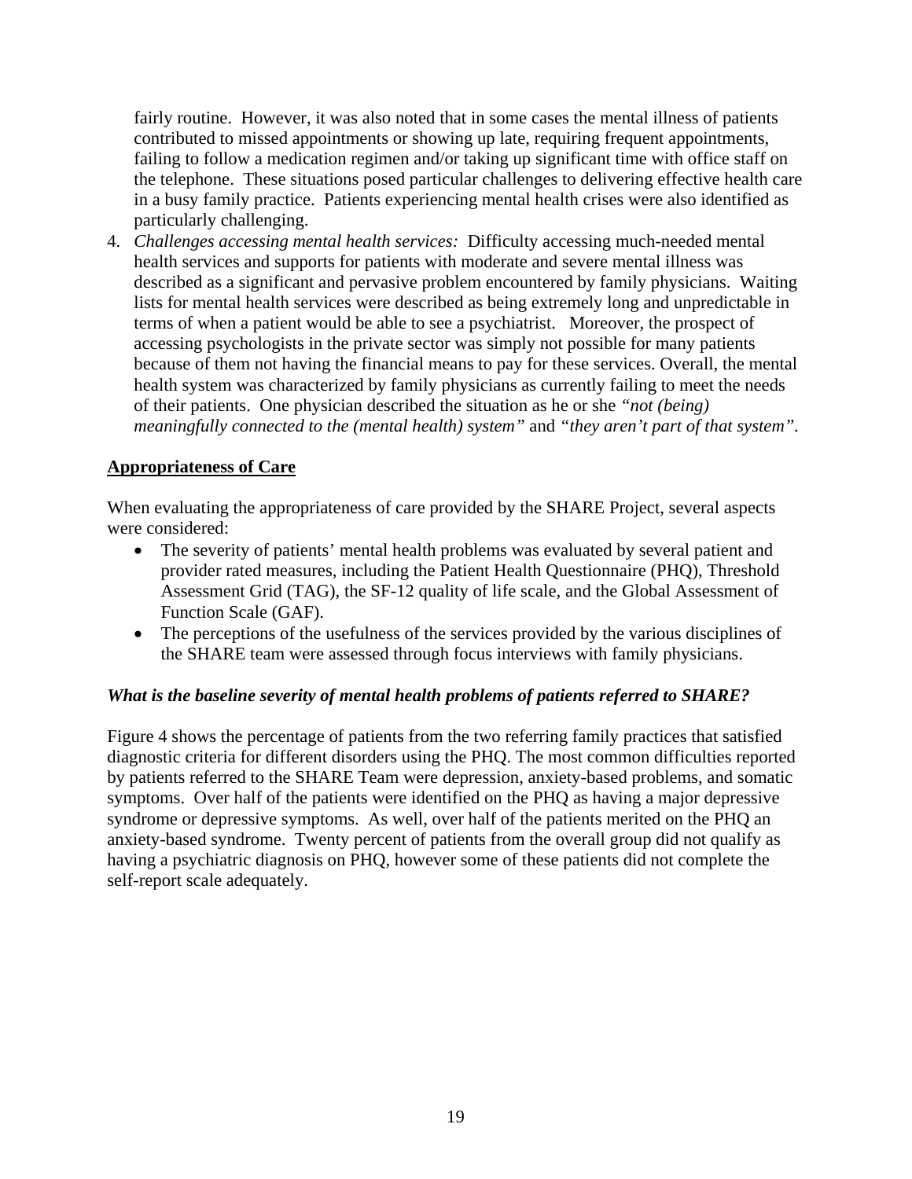fairly routine. However, it was also noted that in some cases the mental illness of patients contributed to missed appointments or showing up late, requiring frequent appointments, failing to follow a medication regimen and/or taking up significant time with office staff on the telephone. These situations posed particular challenges to delivering effective health care in a busy family practice. Patients experiencing mental health crises were also identified as particularly challenging.

4. *Challenges accessing mental health services:* Difficulty accessing much-needed mental health services and supports for patients with moderate and severe mental illness was described as a significant and pervasive problem encountered by family physicians. Waiting lists for mental health services were described as being extremely long and unpredictable in terms of when a patient would be able to see a psychiatrist. Moreover, the prospect of accessing psychologists in the private sector was simply not possible for many patients because of them not having the financial means to pay for these services. Overall, the mental health system was characterized by family physicians as currently failing to meet the needs of their patients. One physician described the situation as he or she *"not (being) meaningfully connected to the (mental health) system"* and *"they aren't part of that system"*.

**Appropriateness of Care**

When evaluating the appropriateness of care provided by the SHARE Project, several aspects were considered:

- The severity of patients' mental health problems was evaluated by several patient and provider rated measures, including the Patient Health Questionnaire (PHQ), Threshold Assessment Grid (TAG), the SF-12 quality of life scale, and the Global Assessment of Function Scale (GAF).
- The perceptions of the usefulness of the services provided by the various disciplines of the SHARE team were assessed through focus interviews with family physicians.

***What is the baseline severity of mental health problems of patients referred to SHARE?***

Figure 4 shows the percentage of patients from the two referring family practices that satisfied diagnostic criteria for different disorders using the PHQ. The most common difficulties reported by patients referred to the SHARE Team were depression, anxiety-based problems, and somatic symptoms. Over half of the patients were identified on the PHQ as having a major depressive syndrome or depressive symptoms. As well, over half of the patients merited on the PHQ an anxiety-based syndrome. Twenty percent of patients from the overall group did not qualify as having a psychiatric diagnosis on PHQ, however some of these patients did not complete the self-report scale adequately.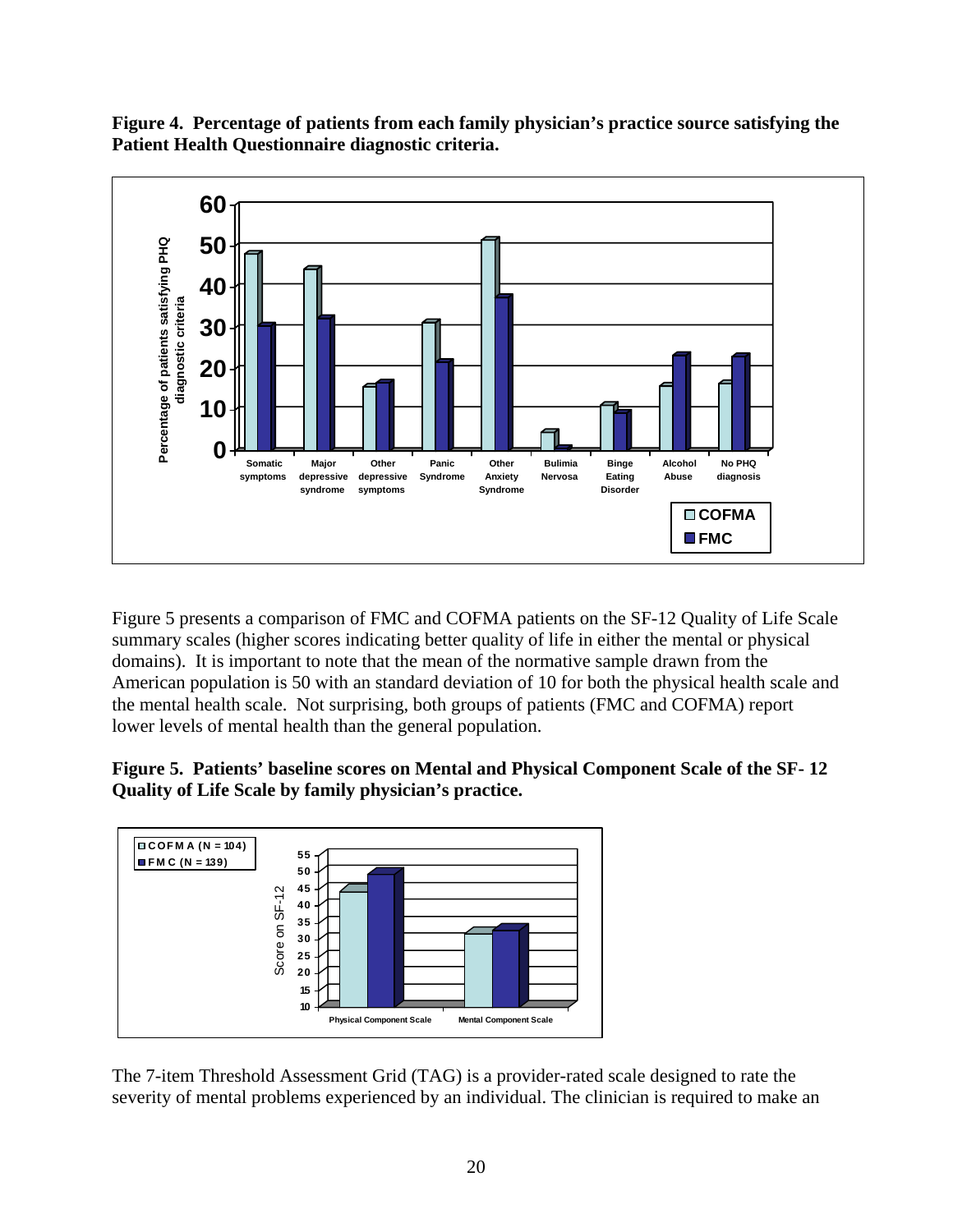**Figure 4. Percentage of patients from each family physician's practice source satisfying the Patient Health Questionnaire diagnostic criteria.**

Figure 5 presents a comparison of FMC and COFMA patients on the SF-12 Quality of Life Scale summary scales (higher scores indicating better quality of life in either the mental or physical domains). It is important to note that the mean of the normative sample drawn from the American population is 50 with an standard deviation of 10 for both the physical health scale and the mental health scale. Not surprising, both groups of patients (FMC and COFMA) report lower levels of mental health than the general population.

**Figure 5. Patients' baseline scores on Mental and Physical Component Scale of the SF- 12 Quality of Life Scale by family physician's practice.**

The 7-item Threshold Assessment Grid (TAG) is a provider-rated scale designed to rate the severity of mental problems experienced by an individual. The clinician is required to make an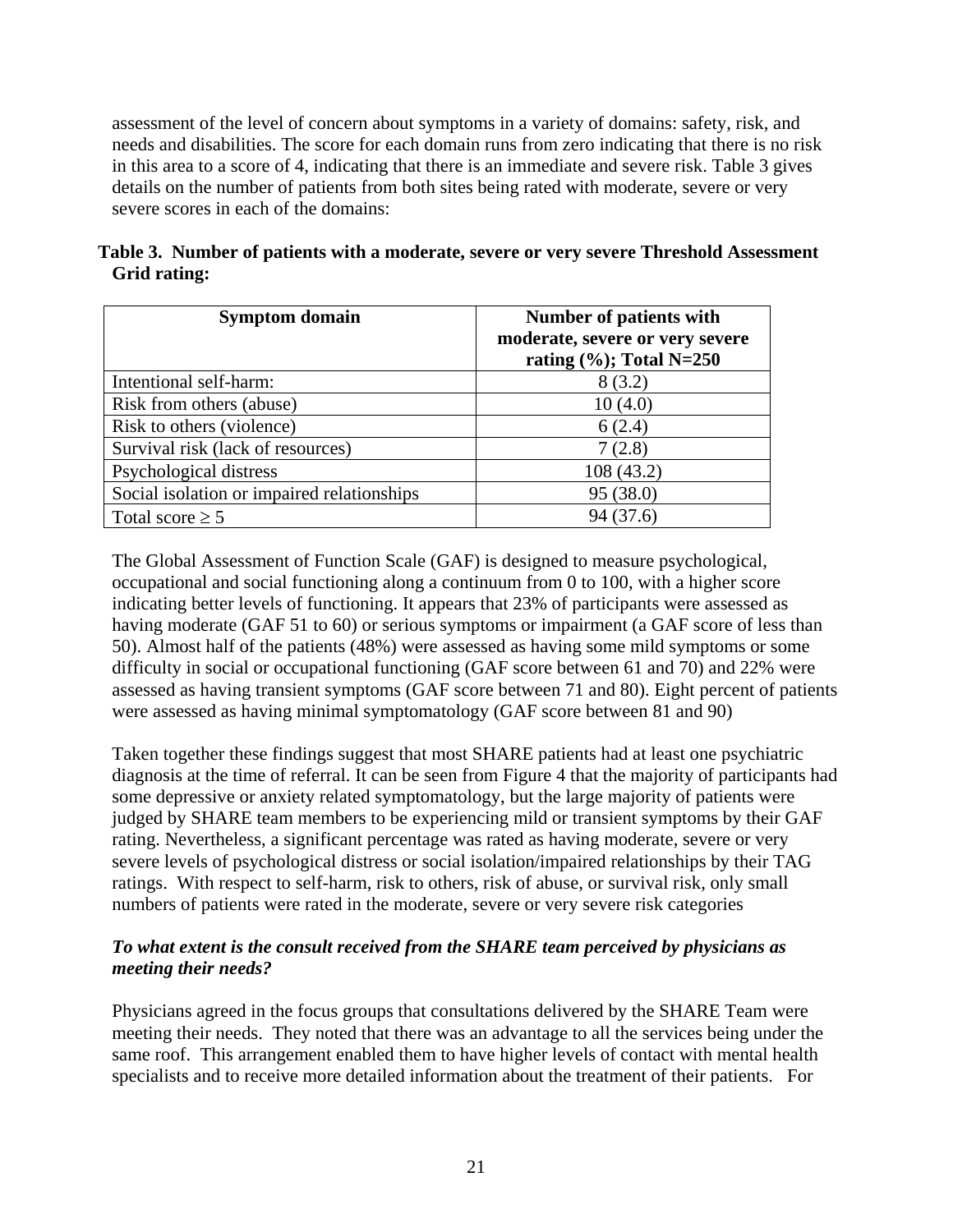assessment of the level of concern about symptoms in a variety of domains: safety, risk, and needs and disabilities. The score for each domain runs from zero indicating that there is no risk in this area to a score of 4, indicating that there is an immediate and severe risk. Table 3 gives details on the number of patients from both sites being rated with moderate, severe or very severe scores in each of the domains:

**Table 3. Number of patients with a moderate, severe or very severe Threshold Assessment Grid rating:**

| Symptom domain | Number of patients with moderate, severe or very severe rating (%); Total N=250 |
|---|---|
| Intentional self-harm: | 8 (3.2) |
| Risk from others (abuse) | 10 (4.0) |
| Risk to others (violence) | 6 (2.4) |
| Survival risk (lack of resources) | 7 (2.8) |
| Psychological distress | 108 (43.2) |
| Social isolation or impaired relationships | 95 (38.0) |
| Total score ≥ 5 | 94 (37.6) |

The Global Assessment of Function Scale (GAF) is designed to measure psychological, occupational and social functioning along a continuum from 0 to 100, with a higher score indicating better levels of functioning. It appears that 23% of participants were assessed as having moderate (GAF 51 to 60) or serious symptoms or impairment (a GAF score of less than 50). Almost half of the patients (48%) were assessed as having some mild symptoms or some difficulty in social or occupational functioning (GAF score between 61 and 70) and 22% were assessed as having transient symptoms (GAF score between 71 and 80). Eight percent of patients were assessed as having minimal symptomatology (GAF score between 81 and 90)

Taken together these findings suggest that most SHARE patients had at least one psychiatric diagnosis at the time of referral. It can be seen from Figure 4 that the majority of participants had some depressive or anxiety related symptomatology, but the large majority of patients were judged by SHARE team members to be experiencing mild or transient symptoms by their GAF rating. Nevertheless, a significant percentage was rated as having moderate, severe or very severe levels of psychological distress or social isolation/impaired relationships by their TAG ratings. With respect to self-harm, risk to others, risk of abuse, or survival risk, only small numbers of patients were rated in the moderate, severe or very severe risk categories

***To what extent is the consult received from the SHARE team perceived by physicians as meeting their needs?***

Physicians agreed in the focus groups that consultations delivered by the SHARE Team were meeting their needs. They noted that there was an advantage to all the services being under the same roof. This arrangement enabled them to have higher levels of contact with mental health specialists and to receive more detailed information about the treatment of their patients. For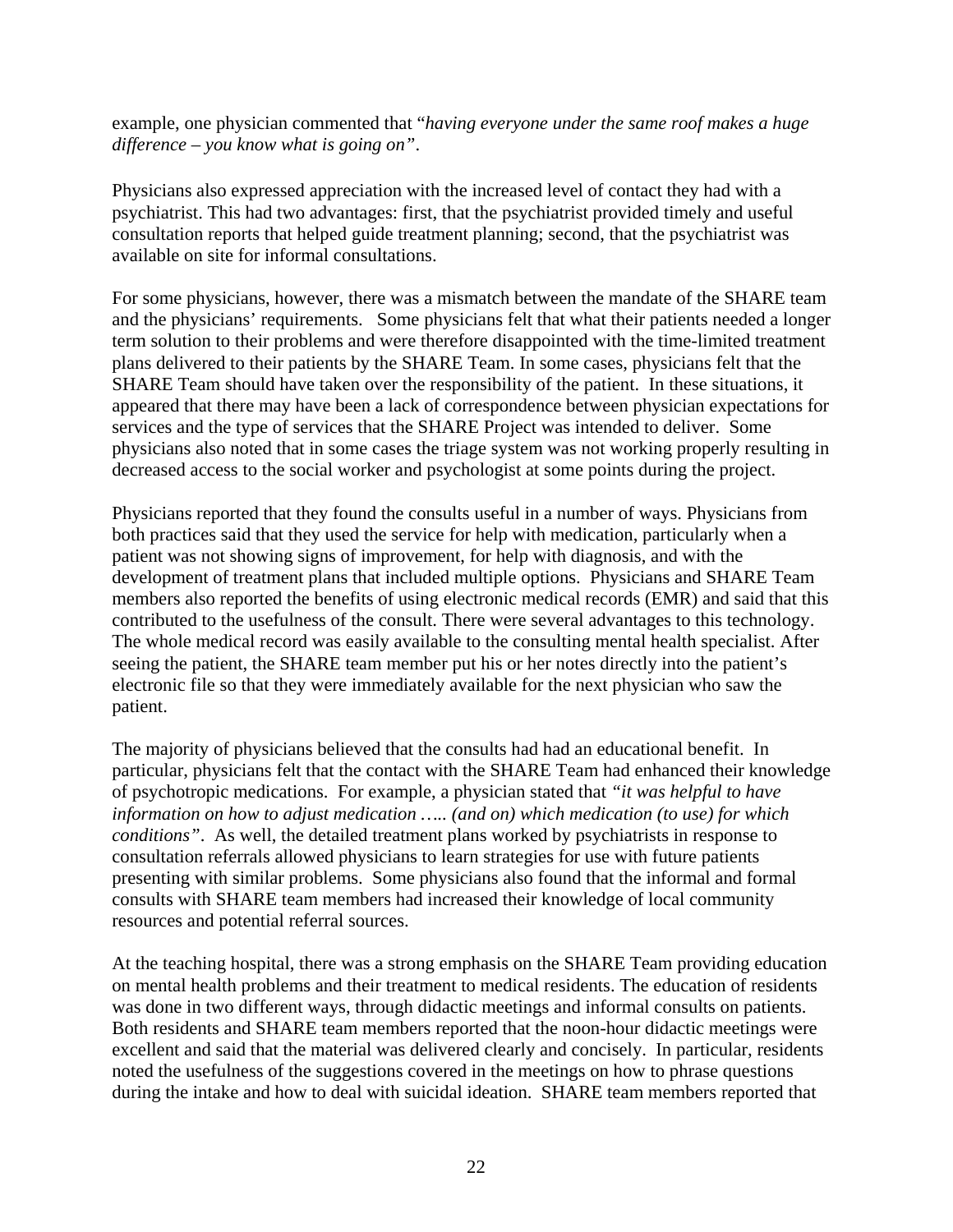example, one physician commented that "*having everyone under the same roof makes a huge difference – you know what is going on"*.

Physicians also expressed appreciation with the increased level of contact they had with a psychiatrist. This had two advantages: first, that the psychiatrist provided timely and useful consultation reports that helped guide treatment planning; second, that the psychiatrist was available on site for informal consultations.

For some physicians, however, there was a mismatch between the mandate of the SHARE team and the physicians' requirements. Some physicians felt that what their patients needed a longer term solution to their problems and were therefore disappointed with the time-limited treatment plans delivered to their patients by the SHARE Team. In some cases, physicians felt that the SHARE Team should have taken over the responsibility of the patient. In these situations, it appeared that there may have been a lack of correspondence between physician expectations for services and the type of services that the SHARE Project was intended to deliver. Some physicians also noted that in some cases the triage system was not working properly resulting in decreased access to the social worker and psychologist at some points during the project.

Physicians reported that they found the consults useful in a number of ways. Physicians from both practices said that they used the service for help with medication, particularly when a patient was not showing signs of improvement, for help with diagnosis, and with the development of treatment plans that included multiple options. Physicians and SHARE Team members also reported the benefits of using electronic medical records (EMR) and said that this contributed to the usefulness of the consult. There were several advantages to this technology. The whole medical record was easily available to the consulting mental health specialist. After seeing the patient, the SHARE team member put his or her notes directly into the patient's electronic file so that they were immediately available for the next physician who saw the patient.

The majority of physicians believed that the consults had had an educational benefit. In particular, physicians felt that the contact with the SHARE Team had enhanced their knowledge of psychotropic medications. For example, a physician stated that *"it was helpful to have information on how to adjust medication ….. (and on) which medication (to use) for which conditions"*. As well, the detailed treatment plans worked by psychiatrists in response to consultation referrals allowed physicians to learn strategies for use with future patients presenting with similar problems. Some physicians also found that the informal and formal consults with SHARE team members had increased their knowledge of local community resources and potential referral sources.

At the teaching hospital, there was a strong emphasis on the SHARE Team providing education on mental health problems and their treatment to medical residents. The education of residents was done in two different ways, through didactic meetings and informal consults on patients. Both residents and SHARE team members reported that the noon-hour didactic meetings were excellent and said that the material was delivered clearly and concisely. In particular, residents noted the usefulness of the suggestions covered in the meetings on how to phrase questions during the intake and how to deal with suicidal ideation. SHARE team members reported that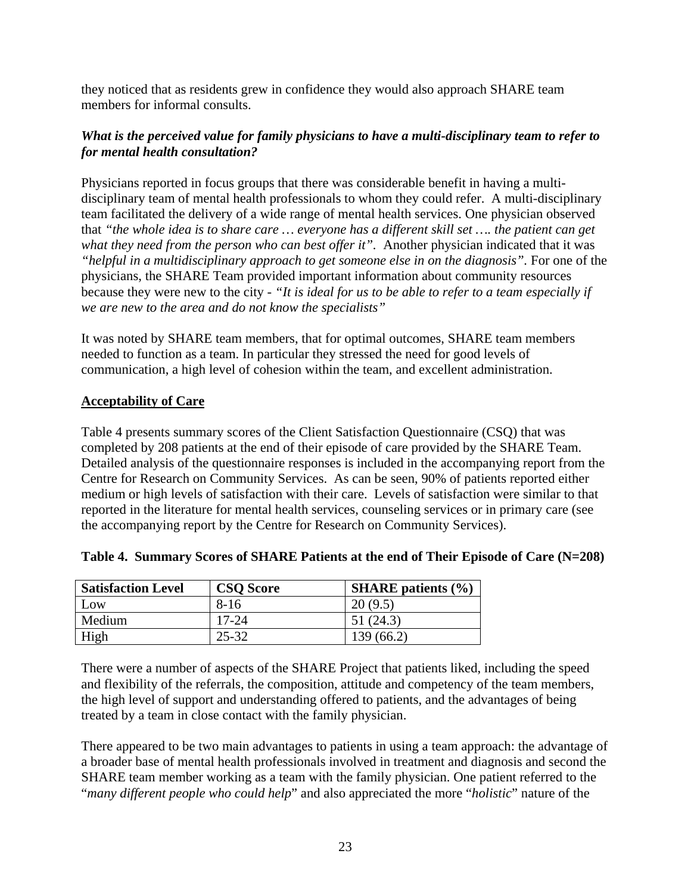they noticed that as residents grew in confidence they would also approach SHARE team members for informal consults.

***What is the perceived value for family physicians to have a multi-disciplinary team to refer to for mental health consultation?***

Physicians reported in focus groups that there was considerable benefit in having a multi-disciplinary team of mental health professionals to whom they could refer. A multi-disciplinary team facilitated the delivery of a wide range of mental health services. One physician observed that *"the whole idea is to share care … everyone has a different skill set …. the patient can get what they need from the person who can best offer it"*. Another physician indicated that it was *"helpful in a multidisciplinary approach to get someone else in on the diagnosis"*. For one of the physicians, the SHARE Team provided important information about community resources because they were new to the city - *"It is ideal for us to be able to refer to a team especially if we are new to the area and do not know the specialists"*

It was noted by SHARE team members, that for optimal outcomes, SHARE team members needed to function as a team. In particular they stressed the need for good levels of communication, a high level of cohesion within the team, and excellent administration.

**Acceptability of Care**

Table 4 presents summary scores of the Client Satisfaction Questionnaire (CSQ) that was completed by 208 patients at the end of their episode of care provided by the SHARE Team. Detailed analysis of the questionnaire responses is included in the accompanying report from the Centre for Research on Community Services. As can be seen, 90% of patients reported either medium or high levels of satisfaction with their care. Levels of satisfaction were similar to that reported in the literature for mental health services, counseling services or in primary care (see the accompanying report by the Centre for Research on Community Services).

**Table 4. Summary Scores of SHARE Patients at the end of Their Episode of Care (N=208)**

| Satisfaction Level | CSQ Score | SHARE patients (%) |
|---|---|---|
| Low | 8-16 | 20 (9.5) |
| Medium | 17-24 | 51 (24.3) |
| High | 25-32 | 139 (66.2) |

There were a number of aspects of the SHARE Project that patients liked, including the speed and flexibility of the referrals, the composition, attitude and competency of the team members, the high level of support and understanding offered to patients, and the advantages of being treated by a team in close contact with the family physician.

There appeared to be two main advantages to patients in using a team approach: the advantage of a broader base of mental health professionals involved in treatment and diagnosis and second the SHARE team member working as a team with the family physician. One patient referred to the "*many different people who could help*" and also appreciated the more "*holistic*" nature of the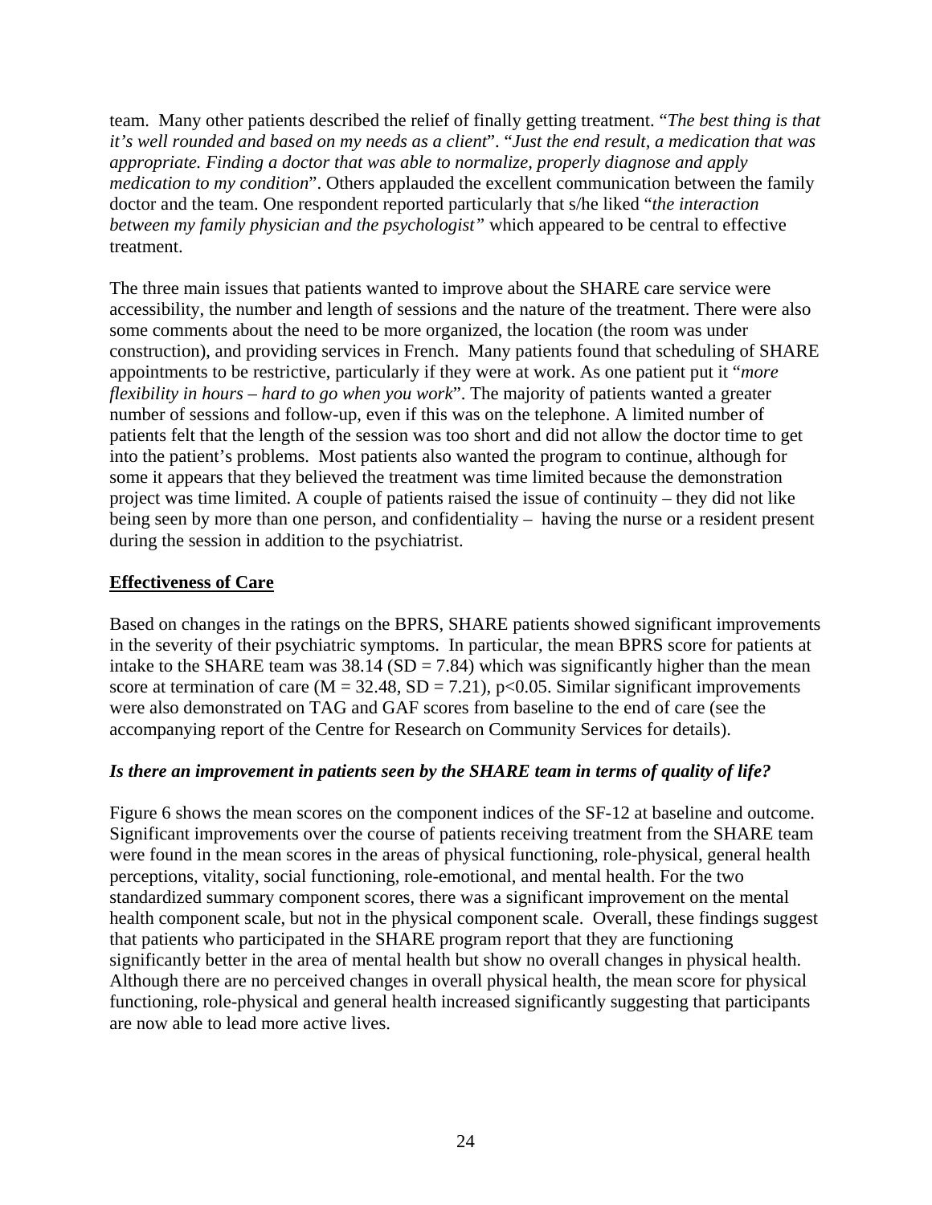team. Many other patients described the relief of finally getting treatment. "*The best thing is that it's well rounded and based on my needs as a client*". "*Just the end result, a medication that was appropriate. Finding a doctor that was able to normalize, properly diagnose and apply medication to my condition*". Others applauded the excellent communication between the family doctor and the team. One respondent reported particularly that s/he liked "*the interaction between my family physician and the psychologist"* which appeared to be central to effective treatment.

The three main issues that patients wanted to improve about the SHARE care service were accessibility, the number and length of sessions and the nature of the treatment. There were also some comments about the need to be more organized, the location (the room was under construction), and providing services in French. Many patients found that scheduling of SHARE appointments to be restrictive, particularly if they were at work. As one patient put it "*more flexibility in hours – hard to go when you work*". The majority of patients wanted a greater number of sessions and follow-up, even if this was on the telephone. A limited number of patients felt that the length of the session was too short and did not allow the doctor time to get into the patient's problems. Most patients also wanted the program to continue, although for some it appears that they believed the treatment was time limited because the demonstration project was time limited. A couple of patients raised the issue of continuity – they did not like being seen by more than one person, and confidentiality – having the nurse or a resident present during the session in addition to the psychiatrist.

**Effectiveness of Care**

Based on changes in the ratings on the BPRS, SHARE patients showed significant improvements in the severity of their psychiatric symptoms. In particular, the mean BPRS score for patients at intake to the SHARE team was 38.14 ($SD = 7.84$) which was significantly higher than the mean score at termination of care ($M = 32.48$, $SD = 7.21$), $p<0.05$. Similar significant improvements were also demonstrated on TAG and GAF scores from baseline to the end of care (see the accompanying report of the Centre for Research on Community Services for details).

***Is there an improvement in patients seen by the SHARE team in terms of quality of life?***

Figure 6 shows the mean scores on the component indices of the SF-12 at baseline and outcome. Significant improvements over the course of patients receiving treatment from the SHARE team were found in the mean scores in the areas of physical functioning, role-physical, general health perceptions, vitality, social functioning, role-emotional, and mental health. For the two standardized summary component scores, there was a significant improvement on the mental health component scale, but not in the physical component scale. Overall, these findings suggest that patients who participated in the SHARE program report that they are functioning significantly better in the area of mental health but show no overall changes in physical health. Although there are no perceived changes in overall physical health, the mean score for physical functioning, role-physical and general health increased significantly suggesting that participants are now able to lead more active lives.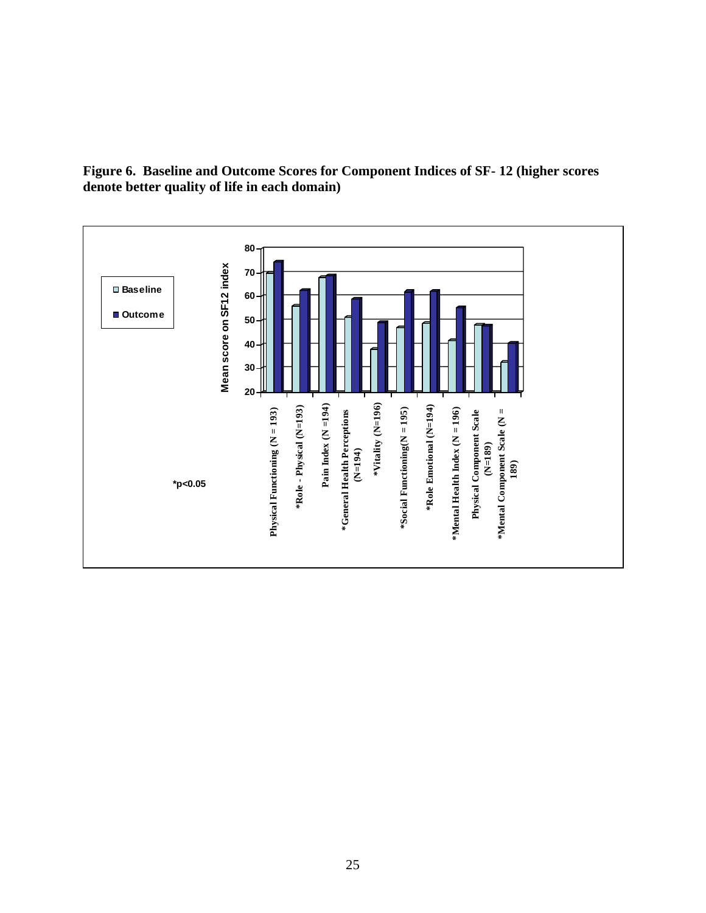**Figure 6. Baseline and Outcome Scores for Component Indices of SF- 12 (higher scores denote better quality of life in each domain)**

Mean score on SF12 index

| Index | Baseline | Outcome |
|---|---|---|
| Physical Functioning (N = 193) | | |
| *Role - Physical (N=193) | | |
| Pain Index (N =194) | | |
| *General Health Perceptions (N=194) | | |
| *Vitality (N=196) | | |
| *Social Functioning(N = 195) | | |
| *Role Emotional (N=194) | | |
| *Mental Health Index (N = 196) | | |
| Physical Component Scale (N=189) | | |
| *Mental Component Scale (N = 189) | | |

*p<0.05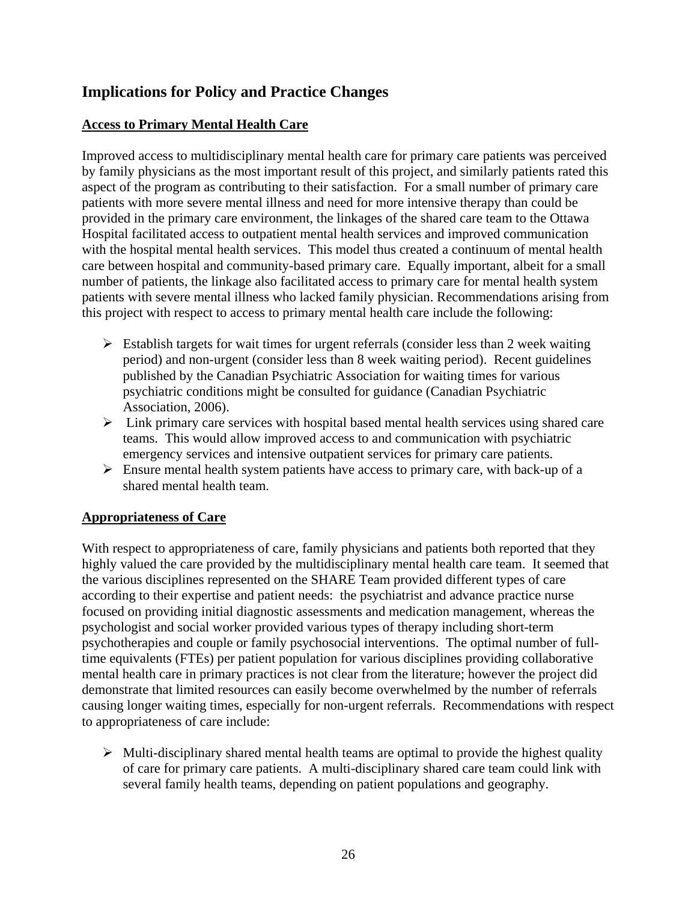## Implications for Policy and Practice Changes

### Access to Primary Mental Health Care

Improved access to multidisciplinary mental health care for primary care patients was perceived by family physicians as the most important result of this project, and similarly patients rated this aspect of the program as contributing to their satisfaction. For a small number of primary care patients with more severe mental illness and need for more intensive therapy than could be provided in the primary care environment, the linkages of the shared care team to the Ottawa Hospital facilitated access to outpatient mental health services and improved communication with the hospital mental health services. This model thus created a continuum of mental health care between hospital and community-based primary care. Equally important, albeit for a small number of patients, the linkage also facilitated access to primary care for mental health system patients with severe mental illness who lacked family physician. Recommendations arising from this project with respect to access to primary mental health care include the following:

- Establish targets for wait times for urgent referrals (consider less than 2 week waiting period) and non-urgent (consider less than 8 week waiting period). Recent guidelines published by the Canadian Psychiatric Association for waiting times for various psychiatric conditions might be consulted for guidance (Canadian Psychiatric Association, 2006).
- Link primary care services with hospital based mental health services using shared care teams. This would allow improved access to and communication with psychiatric emergency services and intensive outpatient services for primary care patients.
- Ensure mental health system patients have access to primary care, with back-up of a shared mental health team.

### Appropriateness of Care

With respect to appropriateness of care, family physicians and patients both reported that they highly valued the care provided by the multidisciplinary mental health care team. It seemed that the various disciplines represented on the SHARE Team provided different types of care according to their expertise and patient needs: the psychiatrist and advance practice nurse focused on providing initial diagnostic assessments and medication management, whereas the psychologist and social worker provided various types of therapy including short-term psychotherapies and couple or family psychosocial interventions. The optimal number of full-time equivalents (FTEs) per patient population for various disciplines providing collaborative mental health care in primary practices is not clear from the literature; however the project did demonstrate that limited resources can easily become overwhelmed by the number of referrals causing longer waiting times, especially for non-urgent referrals. Recommendations with respect to appropriateness of care include:

- Multi-disciplinary shared mental health teams are optimal to provide the highest quality of care for primary care patients. A multi-disciplinary shared care team could link with several family health teams, depending on patient populations and geography.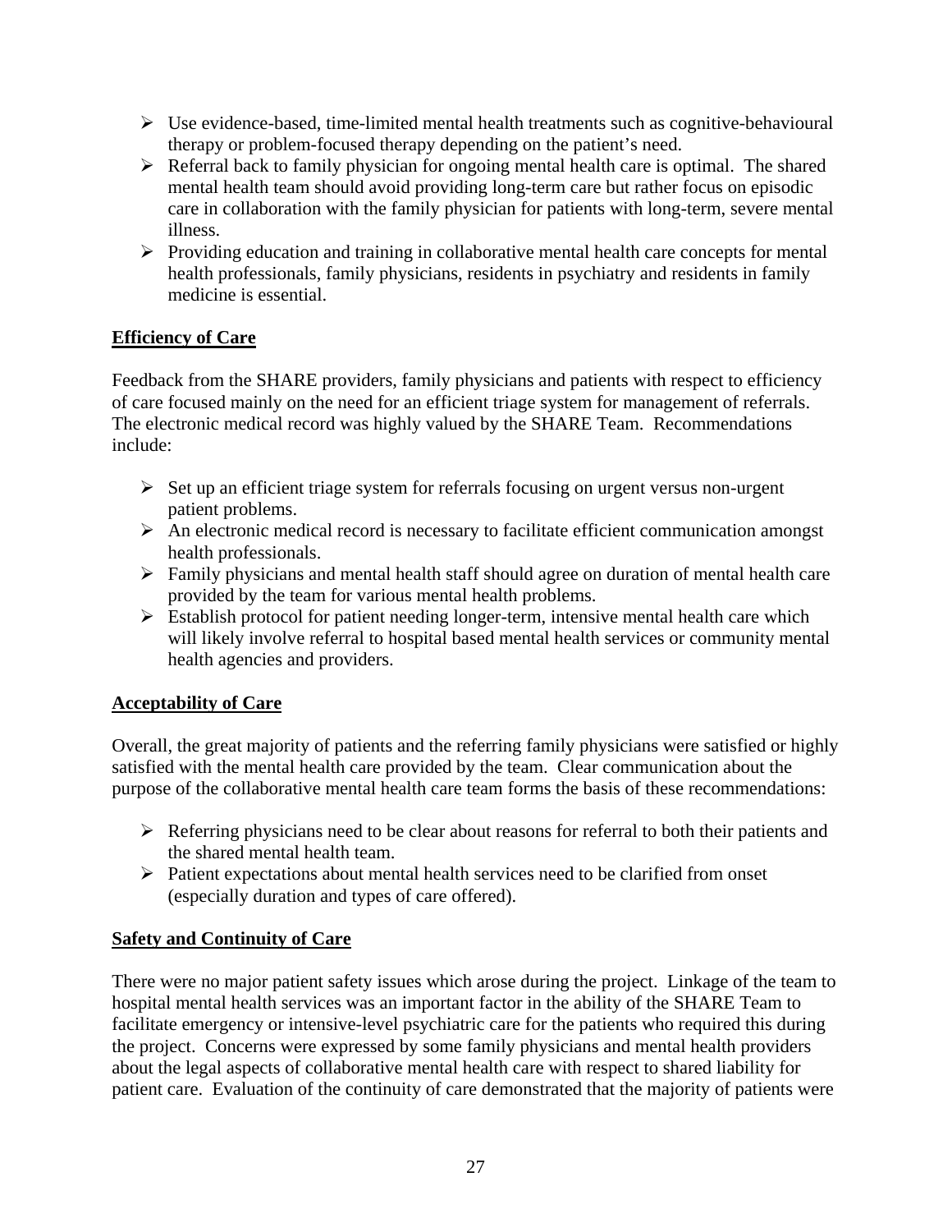- Use evidence-based, time-limited mental health treatments such as cognitive-behavioural therapy or problem-focused therapy depending on the patient's need.
- Referral back to family physician for ongoing mental health care is optimal. The shared mental health team should avoid providing long-term care but rather focus on episodic care in collaboration with the family physician for patients with long-term, severe mental illness.
- Providing education and training in collaborative mental health care concepts for mental health professionals, family physicians, residents in psychiatry and residents in family medicine is essential.

**Efficiency of Care**

Feedback from the SHARE providers, family physicians and patients with respect to efficiency of care focused mainly on the need for an efficient triage system for management of referrals. The electronic medical record was highly valued by the SHARE Team. Recommendations include:

- Set up an efficient triage system for referrals focusing on urgent versus non-urgent patient problems.
- An electronic medical record is necessary to facilitate efficient communication amongst health professionals.
- Family physicians and mental health staff should agree on duration of mental health care provided by the team for various mental health problems.
- Establish protocol for patient needing longer-term, intensive mental health care which will likely involve referral to hospital based mental health services or community mental health agencies and providers.

**Acceptability of Care**

Overall, the great majority of patients and the referring family physicians were satisfied or highly satisfied with the mental health care provided by the team. Clear communication about the purpose of the collaborative mental health care team forms the basis of these recommendations:

- Referring physicians need to be clear about reasons for referral to both their patients and the shared mental health team.
- Patient expectations about mental health services need to be clarified from onset (especially duration and types of care offered).

**Safety and Continuity of Care**

There were no major patient safety issues which arose during the project. Linkage of the team to hospital mental health services was an important factor in the ability of the SHARE Team to facilitate emergency or intensive-level psychiatric care for the patients who required this during the project. Concerns were expressed by some family physicians and mental health providers about the legal aspects of collaborative mental health care with respect to shared liability for patient care. Evaluation of the continuity of care demonstrated that the majority of patients were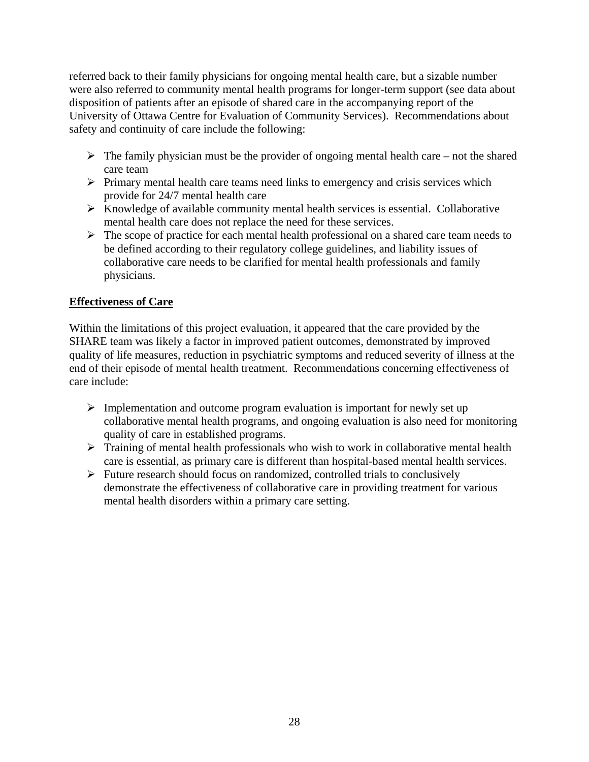referred back to their family physicians for ongoing mental health care, but a sizable number were also referred to community mental health programs for longer-term support (see data about disposition of patients after an episode of shared care in the accompanying report of the University of Ottawa Centre for Evaluation of Community Services). Recommendations about safety and continuity of care include the following:

- The family physician must be the provider of ongoing mental health care – not the shared care team
- Primary mental health care teams need links to emergency and crisis services which provide for 24/7 mental health care
- Knowledge of available community mental health services is essential. Collaborative mental health care does not replace the need for these services.
- The scope of practice for each mental health professional on a shared care team needs to be defined according to their regulatory college guidelines, and liability issues of collaborative care needs to be clarified for mental health professionals and family physicians.

**<u>Effectiveness of Care</u>**

Within the limitations of this project evaluation, it appeared that the care provided by the SHARE team was likely a factor in improved patient outcomes, demonstrated by improved quality of life measures, reduction in psychiatric symptoms and reduced severity of illness at the end of their episode of mental health treatment. Recommendations concerning effectiveness of care include:

- Implementation and outcome program evaluation is important for newly set up collaborative mental health programs, and ongoing evaluation is also need for monitoring quality of care in established programs.
- Training of mental health professionals who wish to work in collaborative mental health care is essential, as primary care is different than hospital-based mental health services.
- Future research should focus on randomized, controlled trials to conclusively demonstrate the effectiveness of collaborative care in providing treatment for various mental health disorders within a primary care setting.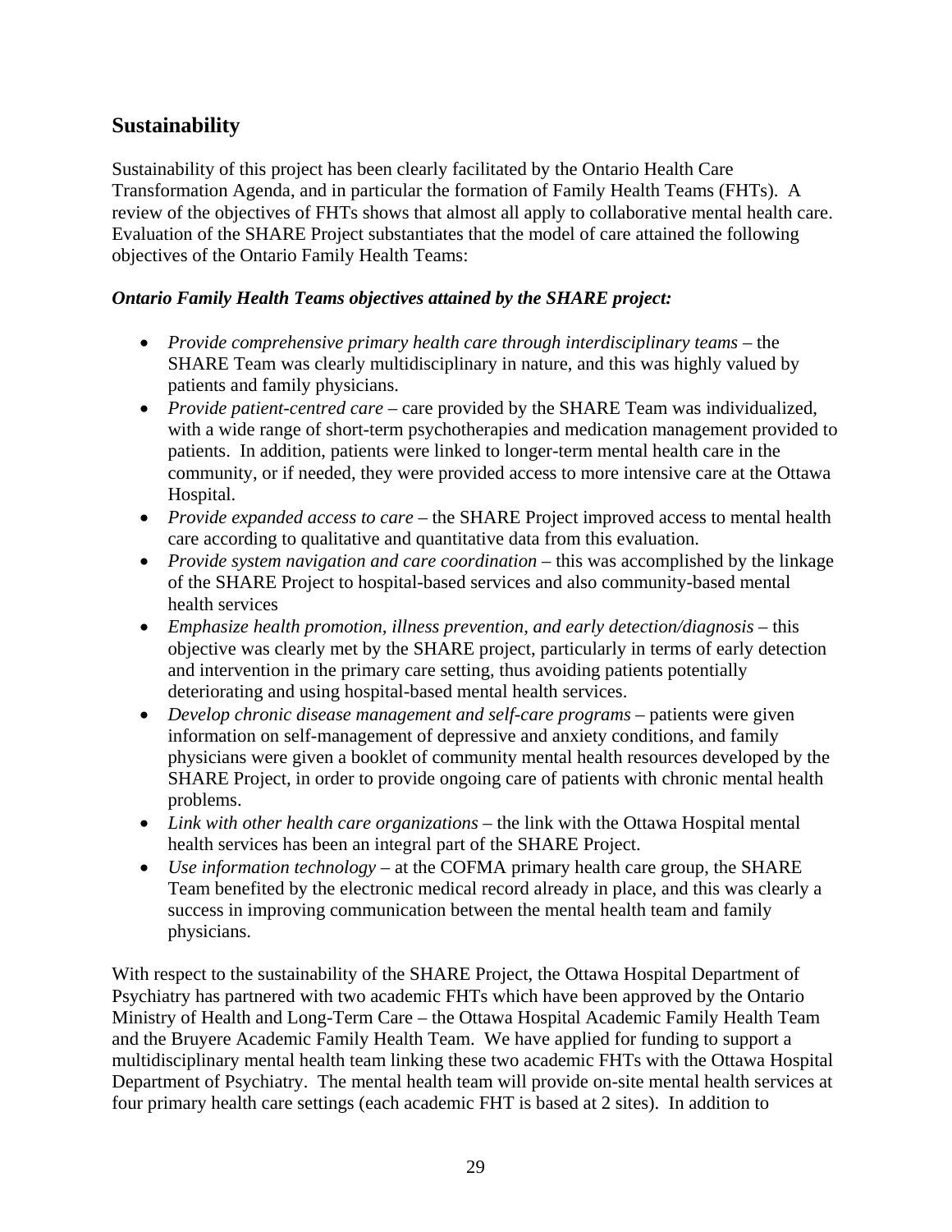## Sustainability

Sustainability of this project has been clearly facilitated by the Ontario Health Care Transformation Agenda, and in particular the formation of Family Health Teams (FHTs). A review of the objectives of FHTs shows that almost all apply to collaborative mental health care. Evaluation of the SHARE Project substantiates that the model of care attained the following objectives of the Ontario Family Health Teams:

***Ontario Family Health Teams objectives attained by the SHARE project:***

- *Provide comprehensive primary health care through interdisciplinary teams* – the SHARE Team was clearly multidisciplinary in nature, and this was highly valued by patients and family physicians.
- *Provide patient-centred care* – care provided by the SHARE Team was individualized, with a wide range of short-term psychotherapies and medication management provided to patients. In addition, patients were linked to longer-term mental health care in the community, or if needed, they were provided access to more intensive care at the Ottawa Hospital.
- *Provide expanded access to care* – the SHARE Project improved access to mental health care according to qualitative and quantitative data from this evaluation.
- *Provide system navigation and care coordination* – this was accomplished by the linkage of the SHARE Project to hospital-based services and also community-based mental health services
- *Emphasize health promotion, illness prevention, and early detection/diagnosis* – this objective was clearly met by the SHARE project, particularly in terms of early detection and intervention in the primary care setting, thus avoiding patients potentially deteriorating and using hospital-based mental health services.
- *Develop chronic disease management and self-care programs* – patients were given information on self-management of depressive and anxiety conditions, and family physicians were given a booklet of community mental health resources developed by the SHARE Project, in order to provide ongoing care of patients with chronic mental health problems.
- *Link with other health care organizations* – the link with the Ottawa Hospital mental health services has been an integral part of the SHARE Project.
- *Use information technology* – at the COFMA primary health care group, the SHARE Team benefited by the electronic medical record already in place, and this was clearly a success in improving communication between the mental health team and family physicians.

With respect to the sustainability of the SHARE Project, the Ottawa Hospital Department of Psychiatry has partnered with two academic FHTs which have been approved by the Ontario Ministry of Health and Long-Term Care – the Ottawa Hospital Academic Family Health Team and the Bruyere Academic Family Health Team. We have applied for funding to support a multidisciplinary mental health team linking these two academic FHTs with the Ottawa Hospital Department of Psychiatry. The mental health team will provide on-site mental health services at four primary health care settings (each academic FHT is based at 2 sites). In addition to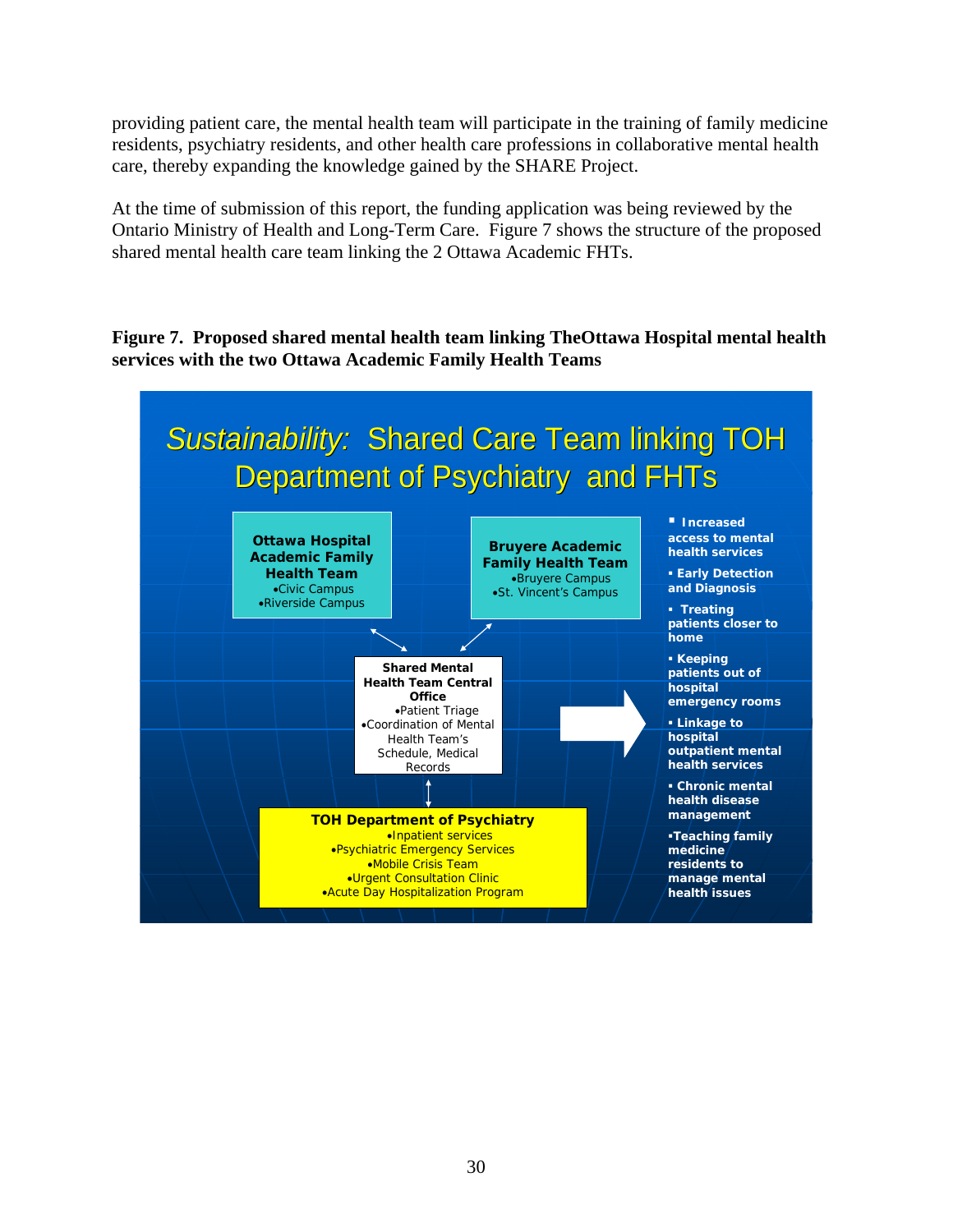providing patient care, the mental health team will participate in the training of family medicine residents, psychiatry residents, and other health care professions in collaborative mental health care, thereby expanding the knowledge gained by the SHARE Project.

At the time of submission of this report, the funding application was being reviewed by the Ontario Ministry of Health and Long-Term Care. Figure 7 shows the structure of the proposed shared mental health care team linking the 2 Ottawa Academic FHTs.

**Figure 7. Proposed shared mental health team linking TheOttawa Hospital mental health services with the two Ottawa Academic Family Health Teams**

*Sustainability:* Shared Care Team linking TOH Department of Psychiatry and FHTs

**Ottawa Hospital Academic Family Health Team**
- Civic Campus
- Riverside Campus

**Bruyere Academic Family Health Team**
- Bruyere Campus
- St. Vincent's Campus

**Shared Mental Health Team Central Office**
- Patient Triage
- Coordination of Mental Health Team's Schedule, Medical Records

**TOH Department of Psychiatry**
- Inpatient services
- Psychiatric Emergency Services
- Mobile Crisis Team
- Urgent Consultation Clinic
- Acute Day Hospitalization Program

- **Increased access to mental health services**
- **Early Detection and Diagnosis**
- **Treating patients closer to home**
- **Keeping patients out of hospital emergency rooms**
- **Linkage to hospital outpatient mental health services**
- **Chronic mental health disease management**
- **Teaching family medicine residents to manage mental health issues**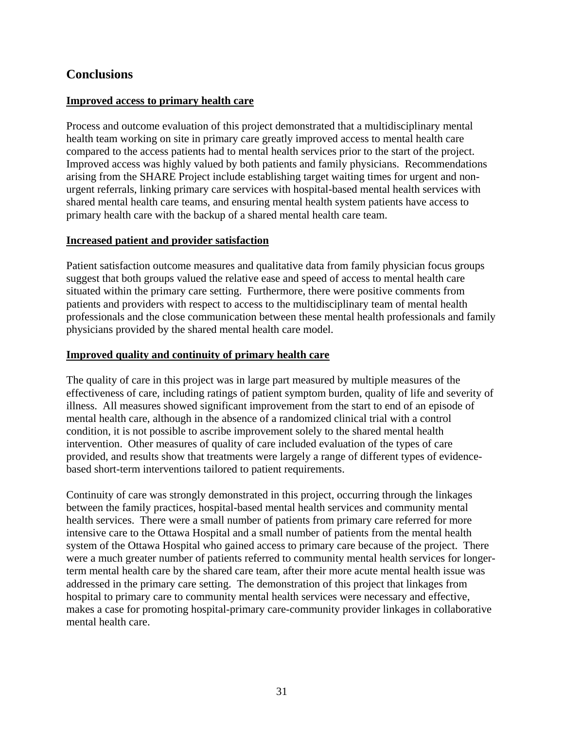## Conclusions

**Improved access to primary health care**

Process and outcome evaluation of this project demonstrated that a multidisciplinary mental health team working on site in primary care greatly improved access to mental health care compared to the access patients had to mental health services prior to the start of the project. Improved access was highly valued by both patients and family physicians. Recommendations arising from the SHARE Project include establishing target waiting times for urgent and non-urgent referrals, linking primary care services with hospital-based mental health services with shared mental health care teams, and ensuring mental health system patients have access to primary health care with the backup of a shared mental health care team.

**Increased patient and provider satisfaction**

Patient satisfaction outcome measures and qualitative data from family physician focus groups suggest that both groups valued the relative ease and speed of access to mental health care situated within the primary care setting. Furthermore, there were positive comments from patients and providers with respect to access to the multidisciplinary team of mental health professionals and the close communication between these mental health professionals and family physicians provided by the shared mental health care model.

**Improved quality and continuity of primary health care**

The quality of care in this project was in large part measured by multiple measures of the effectiveness of care, including ratings of patient symptom burden, quality of life and severity of illness. All measures showed significant improvement from the start to end of an episode of mental health care, although in the absence of a randomized clinical trial with a control condition, it is not possible to ascribe improvement solely to the shared mental health intervention. Other measures of quality of care included evaluation of the types of care provided, and results show that treatments were largely a range of different types of evidence-based short-term interventions tailored to patient requirements.

Continuity of care was strongly demonstrated in this project, occurring through the linkages between the family practices, hospital-based mental health services and community mental health services. There were a small number of patients from primary care referred for more intensive care to the Ottawa Hospital and a small number of patients from the mental health system of the Ottawa Hospital who gained access to primary care because of the project. There were a much greater number of patients referred to community mental health services for longer-term mental health care by the shared care team, after their more acute mental health issue was addressed in the primary care setting. The demonstration of this project that linkages from hospital to primary care to community mental health services were necessary and effective, makes a case for promoting hospital-primary care-community provider linkages in collaborative mental health care.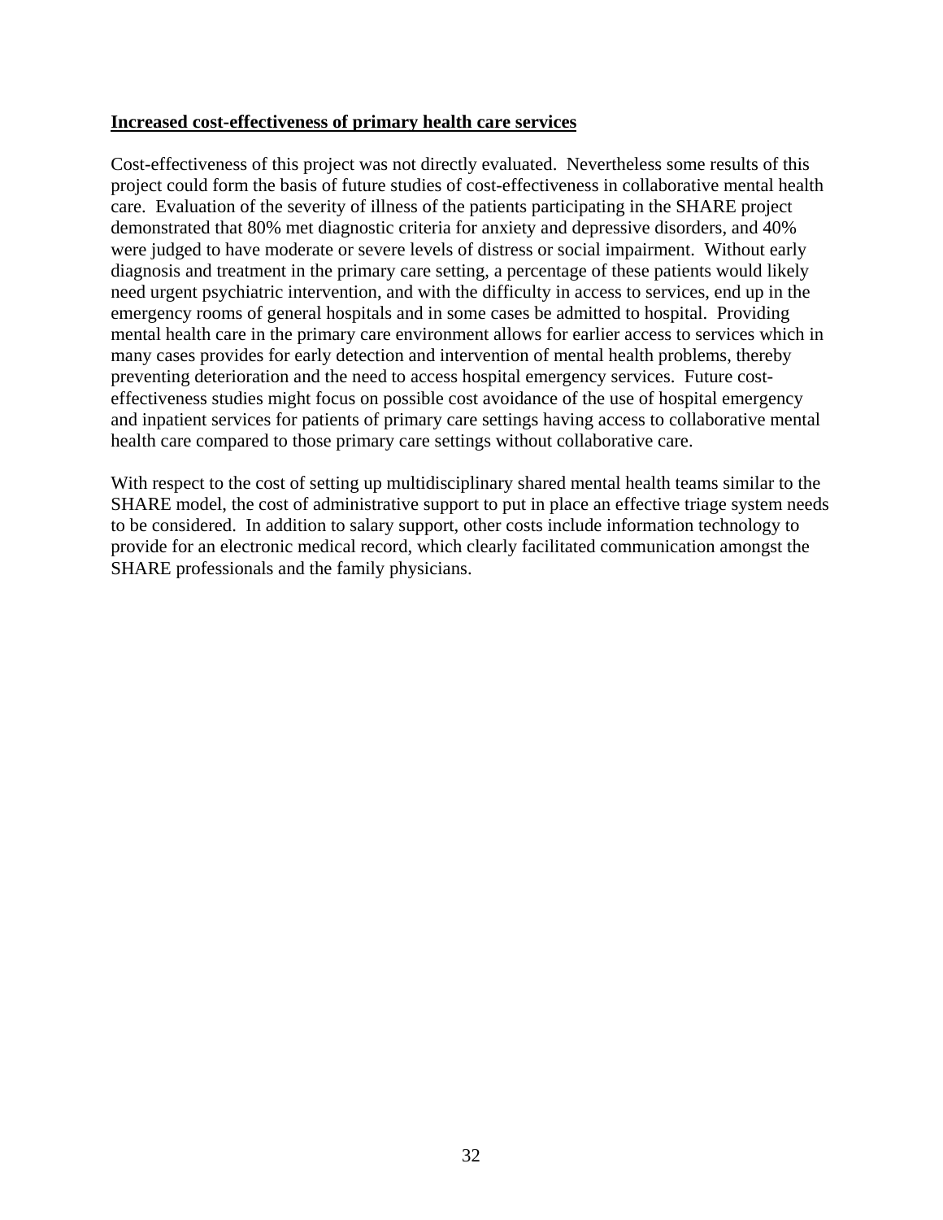**Increased cost-effectiveness of primary health care services**

Cost-effectiveness of this project was not directly evaluated. Nevertheless some results of this project could form the basis of future studies of cost-effectiveness in collaborative mental health care. Evaluation of the severity of illness of the patients participating in the SHARE project demonstrated that 80% met diagnostic criteria for anxiety and depressive disorders, and 40% were judged to have moderate or severe levels of distress or social impairment. Without early diagnosis and treatment in the primary care setting, a percentage of these patients would likely need urgent psychiatric intervention, and with the difficulty in access to services, end up in the emergency rooms of general hospitals and in some cases be admitted to hospital. Providing mental health care in the primary care environment allows for earlier access to services which in many cases provides for early detection and intervention of mental health problems, thereby preventing deterioration and the need to access hospital emergency services. Future cost-effectiveness studies might focus on possible cost avoidance of the use of hospital emergency and inpatient services for patients of primary care settings having access to collaborative mental health care compared to those primary care settings without collaborative care.

With respect to the cost of setting up multidisciplinary shared mental health teams similar to the SHARE model, the cost of administrative support to put in place an effective triage system needs to be considered. In addition to salary support, other costs include information technology to provide for an electronic medical record, which clearly facilitated communication amongst the SHARE professionals and the family physicians.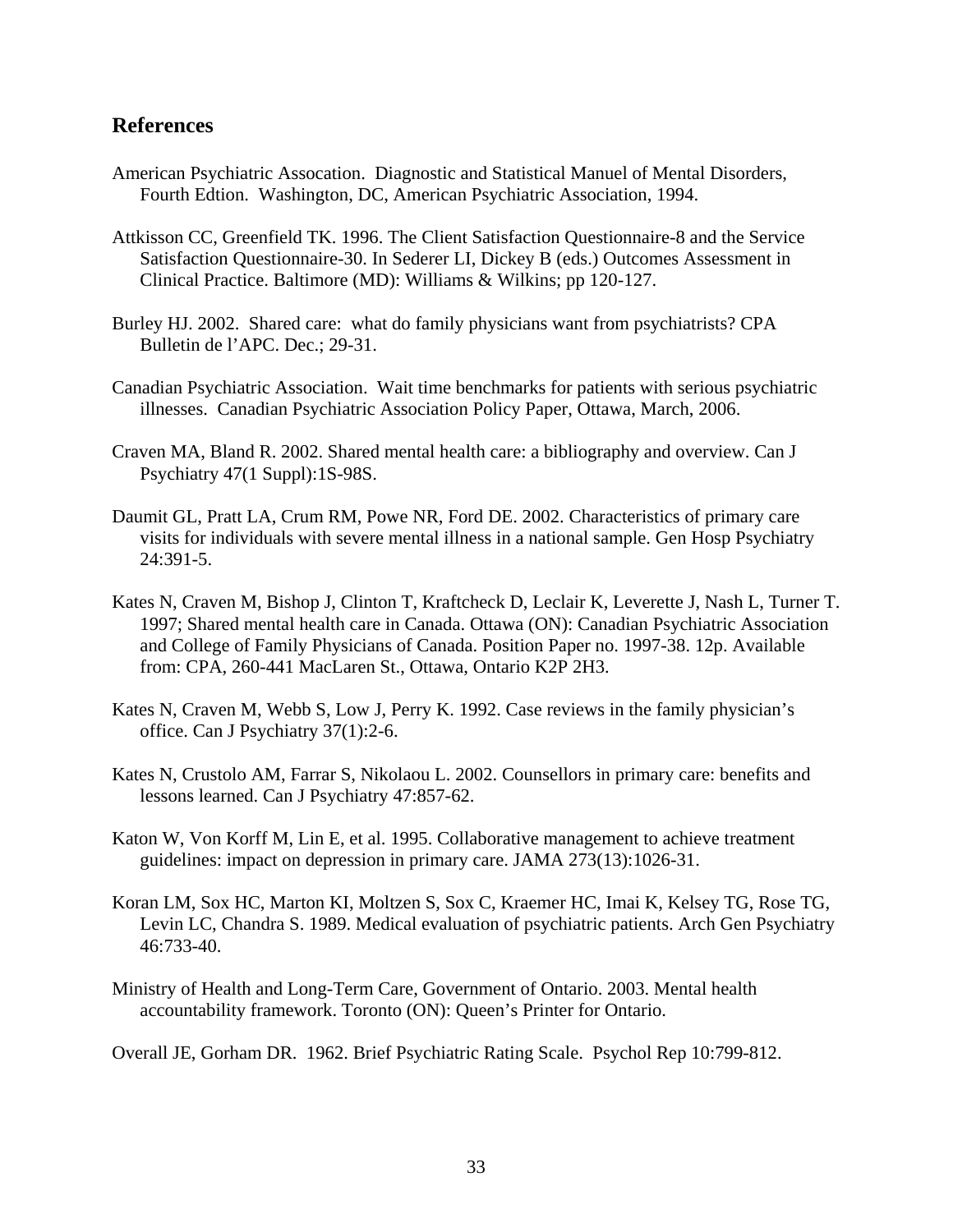## References

American Psychiatric Assocation. Diagnostic and Statistical Manuel of Mental Disorders, Fourth Edtion. Washington, DC, American Psychiatric Association, 1994.

Attkisson CC, Greenfield TK. 1996. The Client Satisfaction Questionnaire-8 and the Service Satisfaction Questionnaire-30. In Sederer LI, Dickey B (eds.) Outcomes Assessment in Clinical Practice. Baltimore (MD): Williams & Wilkins; pp 120-127.

Burley HJ. 2002. Shared care: what do family physicians want from psychiatrists? CPA Bulletin de l'APC. Dec.; 29-31.

Canadian Psychiatric Association. Wait time benchmarks for patients with serious psychiatric illnesses. Canadian Psychiatric Association Policy Paper, Ottawa, March, 2006.

Craven MA, Bland R. 2002. Shared mental health care: a bibliography and overview. Can J Psychiatry 47(1 Suppl):1S-98S.

Daumit GL, Pratt LA, Crum RM, Powe NR, Ford DE. 2002. Characteristics of primary care visits for individuals with severe mental illness in a national sample. Gen Hosp Psychiatry 24:391-5.

Kates N, Craven M, Bishop J, Clinton T, Kraftcheck D, Leclair K, Leverette J, Nash L, Turner T. 1997; Shared mental health care in Canada. Ottawa (ON): Canadian Psychiatric Association and College of Family Physicians of Canada. Position Paper no. 1997-38. 12p. Available from: CPA, 260-441 MacLaren St., Ottawa, Ontario K2P 2H3.

Kates N, Craven M, Webb S, Low J, Perry K. 1992. Case reviews in the family physician's office. Can J Psychiatry 37(1):2-6.

Kates N, Crustolo AM, Farrar S, Nikolaou L. 2002. Counsellors in primary care: benefits and lessons learned. Can J Psychiatry 47:857-62.

Katon W, Von Korff M, Lin E, et al. 1995. Collaborative management to achieve treatment guidelines: impact on depression in primary care. JAMA 273(13):1026-31.

Koran LM, Sox HC, Marton KI, Moltzen S, Sox C, Kraemer HC, Imai K, Kelsey TG, Rose TG, Levin LC, Chandra S. 1989. Medical evaluation of psychiatric patients. Arch Gen Psychiatry 46:733-40.

Ministry of Health and Long-Term Care, Government of Ontario. 2003. Mental health accountability framework. Toronto (ON): Queen's Printer for Ontario.

Overall JE, Gorham DR. 1962. Brief Psychiatric Rating Scale. Psychol Rep 10:799-812.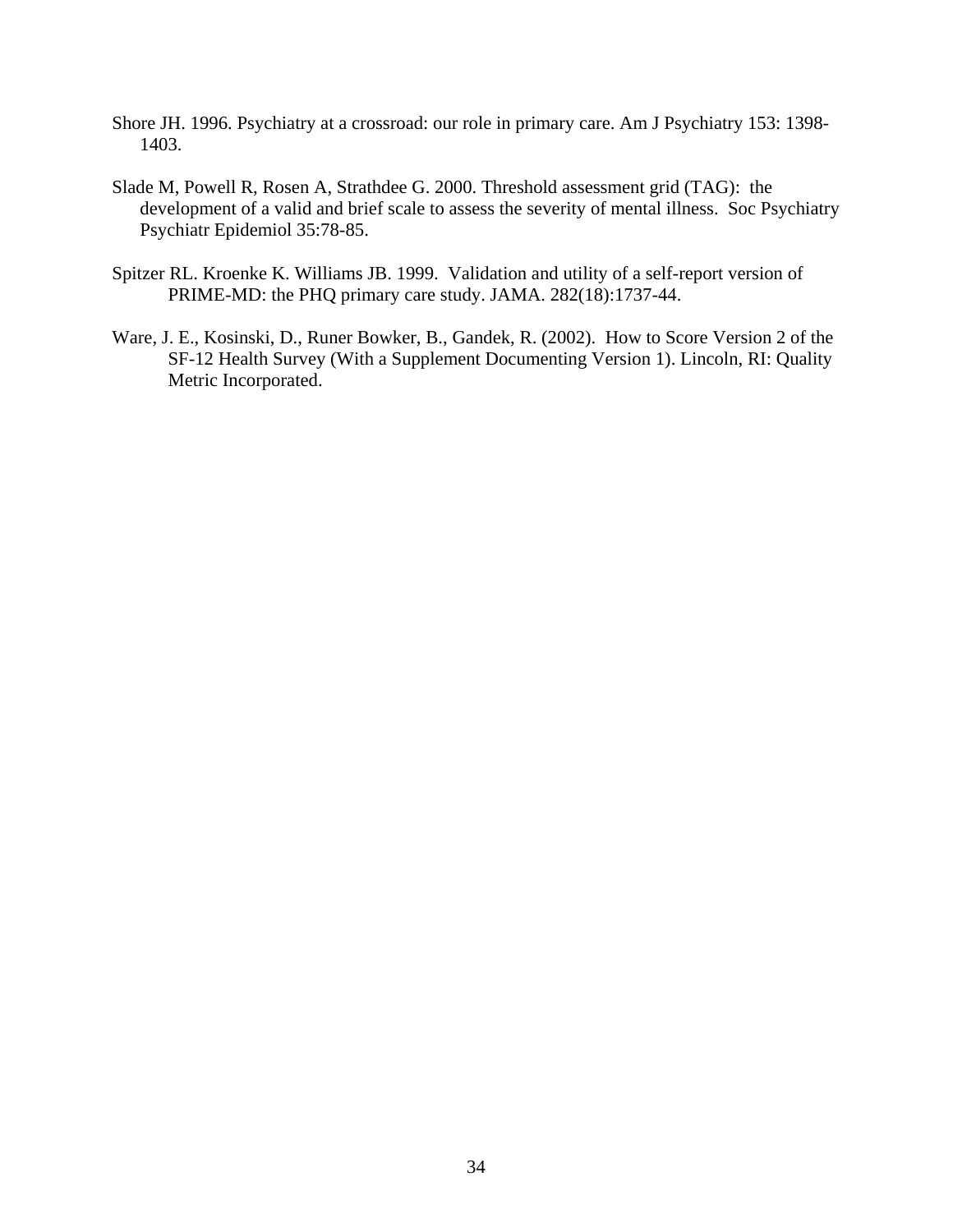Shore JH. 1996. Psychiatry at a crossroad: our role in primary care. Am J Psychiatry 153: 1398-1403.

Slade M, Powell R, Rosen A, Strathdee G. 2000. Threshold assessment grid (TAG): the development of a valid and brief scale to assess the severity of mental illness. Soc Psychiatry Psychiatr Epidemiol 35:78-85.

Spitzer RL. Kroenke K. Williams JB. 1999. Validation and utility of a self-report version of PRIME-MD: the PHQ primary care study. JAMA. 282(18):1737-44.

Ware, J. E., Kosinski, D., Runer Bowker, B., Gandek, R. (2002). How to Score Version 2 of the SF-12 Health Survey (With a Supplement Documenting Version 1). Lincoln, RI: Quality Metric Incorporated.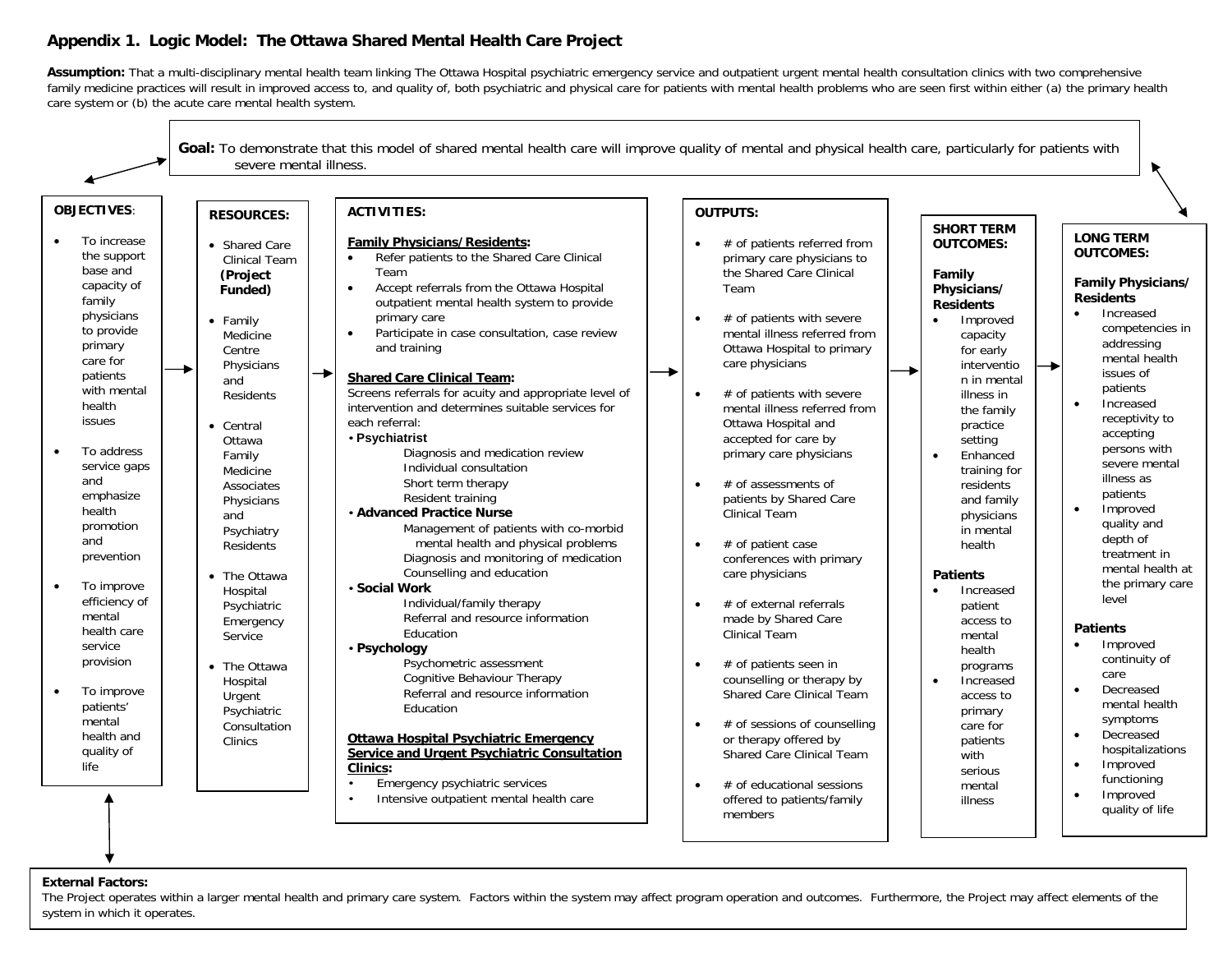## Appendix 1. Logic Model: The Ottawa Shared Mental Health Care Project

**Assumption:** That a multi-disciplinary mental health team linking The Ottawa Hospital psychiatric emergency service and outpatient urgent mental health consultation clinics with two comprehensive family medicine practices will result in improved access to, and quality of, both psychiatric and physical care for patients with mental health problems who are seen first within either (a) the primary health care system or (b) the acute care mental health system.

**Goal:** To demonstrate that this model of shared mental health care will improve quality of mental and physical health care, particularly for patients with severe mental illness.

### OBJECTIVES:

- To increase the support base and capacity of family physicians to provide primary care for patients with mental health issues
- To address service gaps and emphasize health promotion and prevention
- To improve efficiency of mental health care service provision
- To improve patients' mental health and quality of life

→

### RESOURCES:

- Shared Care Clinical Team **(Project Funded)**
- Family Medicine Centre Physicians and Residents
- Central Ottawa Family Medicine Associates Physicians and Psychiatry Residents
- The Ottawa Hospital Psychiatric Emergency Service
- The Ottawa Hospital Urgent Psychiatric Consultation Clinics

→

### ACTIVITIES:

**Family Physicians/Residents:**

- Refer patients to the Shared Care Clinical Team
- Accept referrals from the Ottawa Hospital outpatient mental health system to provide primary care
- Participate in case consultation, case review and training

**Shared Care Clinical Team:**

Screens referrals for acuity and appropriate level of intervention and determines suitable services for each referral:

- **Psychiatrist**
  - Diagnosis and medication review
  - Individual consultation
  - Short term therapy
  - Resident training
- **Advanced Practice Nurse**
  - Management of patients with co-morbid mental health and physical problems
  - Diagnosis and monitoring of medication
  - Counselling and education
- **Social Work**
  - Individual/family therapy
  - Referral and resource information
  - Education
- **Psychology**
  - Psychometric assessment
  - Cognitive Behaviour Therapy
  - Referral and resource information
  - Education

**Ottawa Hospital Psychiatric Emergency Service and Urgent Psychiatric Consultation Clinics:**

- Emergency psychiatric services
- Intensive outpatient mental health care

→

### OUTPUTS:

- # of patients referred from primary care physicians to the Shared Care Clinical Team
- # of patients with severe mental illness referred from Ottawa Hospital to primary care physicians
- # of patients with severe mental illness referred from Ottawa Hospital and accepted for care by primary care physicians
- # of assessments of patients by Shared Care Clinical Team
- # of patient case conferences with primary care physicians
- # of external referrals made by Shared Care Clinical Team
- # of patients seen in counselling or therapy by Shared Care Clinical Team
- # of sessions of counselling or therapy offered by Shared Care Clinical Team
- # of educational sessions offered to patients/family members

→

### SHORT TERM OUTCOMES:

**Family Physicians/ Residents**

- Improved capacity for early intervention in mental illness in the family practice setting
- Enhanced training for residents and family physicians in mental health

**Patients**

- Increased patient access to mental health programs
- Increased access to primary care for patients with serious mental illness

→

### LONG TERM OUTCOMES:

**Family Physicians/ Residents**

- Increased competencies in addressing mental health issues of patients
- Increased receptivity to accepting persons with severe mental illness as patients
- Improved quality and depth of treatment in mental health at the primary care level

**Patients**

- Improved continuity of care
- Decreased mental health symptoms
- Decreased hospitalizations
- Improved functioning
- Improved quality of life

**External Factors:**
The Project operates within a larger mental health and primary care system. Factors within the system may affect program operation and outcomes. Furthermore, the Project may affect elements of the system in which it operates.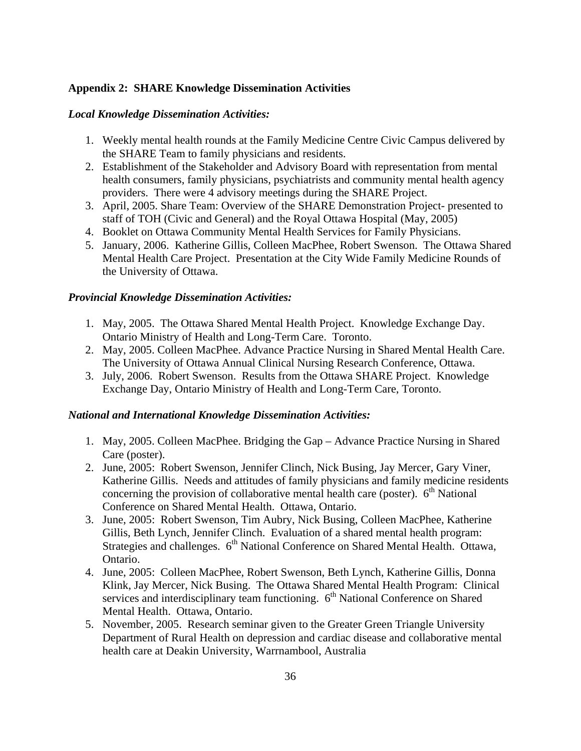### Appendix 2: SHARE Knowledge Dissemination Activities

#### *Local Knowledge Dissemination Activities:*

1. Weekly mental health rounds at the Family Medicine Centre Civic Campus delivered by the SHARE Team to family physicians and residents.
2. Establishment of the Stakeholder and Advisory Board with representation from mental health consumers, family physicians, psychiatrists and community mental health agency providers. There were 4 advisory meetings during the SHARE Project.
3. April, 2005. Share Team: Overview of the SHARE Demonstration Project- presented to staff of TOH (Civic and General) and the Royal Ottawa Hospital (May, 2005)
4. Booklet on Ottawa Community Mental Health Services for Family Physicians.
5. January, 2006. Katherine Gillis, Colleen MacPhee, Robert Swenson. The Ottawa Shared Mental Health Care Project. Presentation at the City Wide Family Medicine Rounds of the University of Ottawa.

#### *Provincial Knowledge Dissemination Activities:*

1. May, 2005. The Ottawa Shared Mental Health Project. Knowledge Exchange Day. Ontario Ministry of Health and Long-Term Care. Toronto.
2. May, 2005. Colleen MacPhee. Advance Practice Nursing in Shared Mental Health Care. The University of Ottawa Annual Clinical Nursing Research Conference, Ottawa.
3. July, 2006. Robert Swenson. Results from the Ottawa SHARE Project. Knowledge Exchange Day, Ontario Ministry of Health and Long-Term Care, Toronto.

#### *National and International Knowledge Dissemination Activities:*

1. May, 2005. Colleen MacPhee. Bridging the Gap – Advance Practice Nursing in Shared Care (poster).
2. June, 2005: Robert Swenson, Jennifer Clinch, Nick Busing, Jay Mercer, Gary Viner, Katherine Gillis. Needs and attitudes of family physicians and family medicine residents concerning the provision of collaborative mental health care (poster). 6th National Conference on Shared Mental Health. Ottawa, Ontario.
3. June, 2005: Robert Swenson, Tim Aubry, Nick Busing, Colleen MacPhee, Katherine Gillis, Beth Lynch, Jennifer Clinch. Evaluation of a shared mental health program: Strategies and challenges. 6th National Conference on Shared Mental Health. Ottawa, Ontario.
4. June, 2005: Colleen MacPhee, Robert Swenson, Beth Lynch, Katherine Gillis, Donna Klink, Jay Mercer, Nick Busing. The Ottawa Shared Mental Health Program: Clinical services and interdisciplinary team functioning. 6th National Conference on Shared Mental Health. Ottawa, Ontario.
5. November, 2005. Research seminar given to the Greater Green Triangle University Department of Rural Health on depression and cardiac disease and collaborative mental health care at Deakin University, Warrnambool, Australia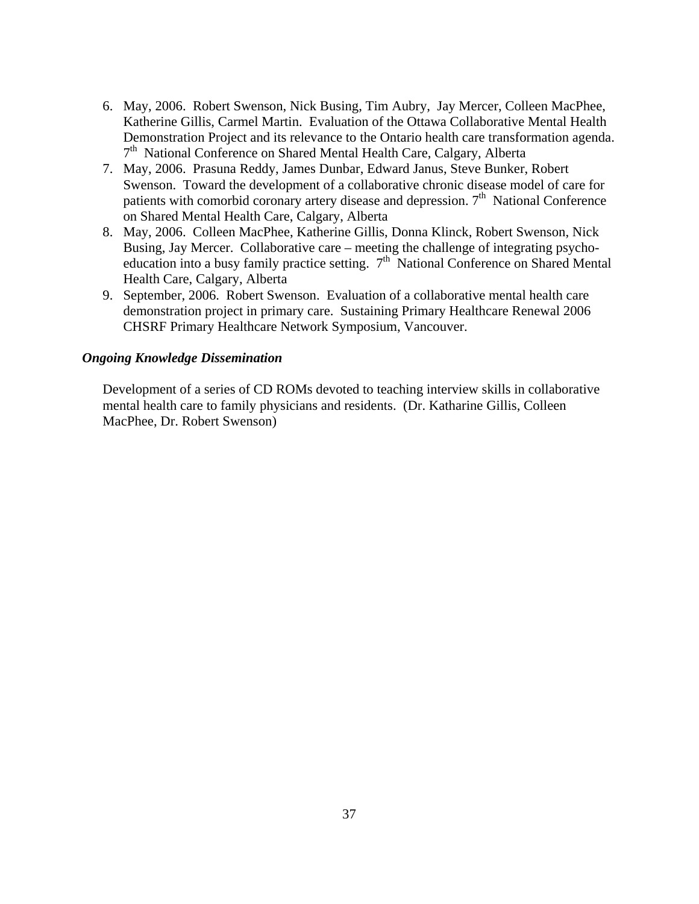6. May, 2006. Robert Swenson, Nick Busing, Tim Aubry, Jay Mercer, Colleen MacPhee, Katherine Gillis, Carmel Martin. Evaluation of the Ottawa Collaborative Mental Health Demonstration Project and its relevance to the Ontario health care transformation agenda. 7th National Conference on Shared Mental Health Care, Calgary, Alberta
7. May, 2006. Prasuna Reddy, James Dunbar, Edward Janus, Steve Bunker, Robert Swenson. Toward the development of a collaborative chronic disease model of care for patients with comorbid coronary artery disease and depression. 7th National Conference on Shared Mental Health Care, Calgary, Alberta
8. May, 2006. Colleen MacPhee, Katherine Gillis, Donna Klinck, Robert Swenson, Nick Busing, Jay Mercer. Collaborative care – meeting the challenge of integrating psycho-education into a busy family practice setting. 7th National Conference on Shared Mental Health Care, Calgary, Alberta
9. September, 2006. Robert Swenson. Evaluation of a collaborative mental health care demonstration project in primary care. Sustaining Primary Healthcare Renewal 2006 CHSRF Primary Healthcare Network Symposium, Vancouver.

***Ongoing Knowledge Dissemination***

Development of a series of CD ROMs devoted to teaching interview skills in collaborative mental health care to family physicians and residents. (Dr. Katharine Gillis, Colleen MacPhee, Dr. Robert Swenson)